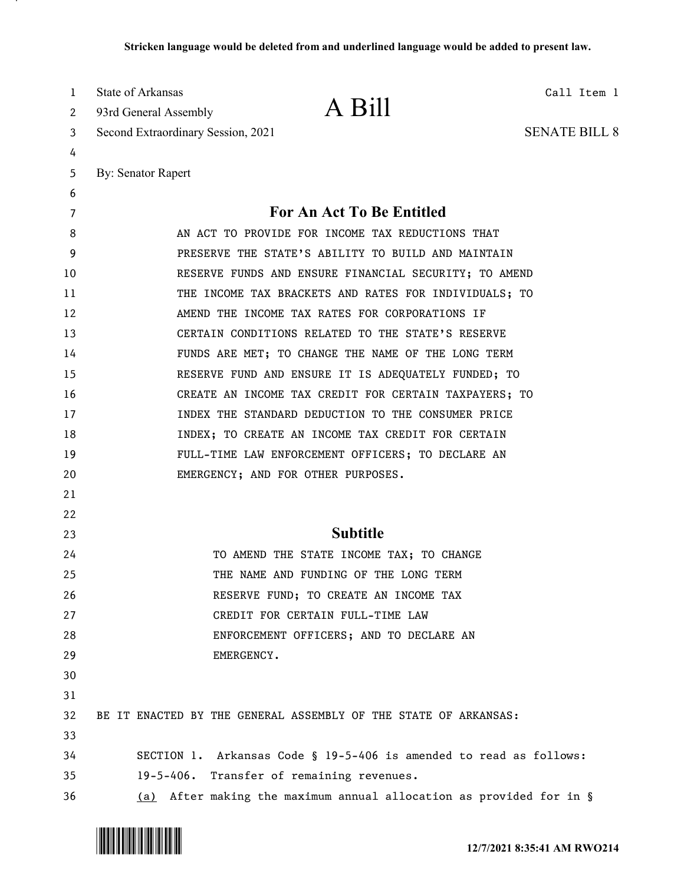**Stricken language would be deleted from and underlined language would be added to present law.**

State of Arkansas
93rd General Assembly
Second Extraordinary Session, 2021

# A Bill

Call Item 1

SENATE BILL 8

By: Senator Rapert

## For An Act To Be Entitled

AN ACT TO PROVIDE FOR INCOME TAX REDUCTIONS THAT PRESERVE THE STATE'S ABILITY TO BUILD AND MAINTAIN RESERVE FUNDS AND ENSURE FINANCIAL SECURITY; TO AMEND THE INCOME TAX BRACKETS AND RATES FOR INDIVIDUALS; TO AMEND THE INCOME TAX RATES FOR CORPORATIONS IF CERTAIN CONDITIONS RELATED TO THE STATE'S RESERVE FUNDS ARE MET; TO CHANGE THE NAME OF THE LONG TERM RESERVE FUND AND ENSURE IT IS ADEQUATELY FUNDED; TO CREATE AN INCOME TAX CREDIT FOR CERTAIN TAXPAYERS; TO INDEX THE STANDARD DEDUCTION TO THE CONSUMER PRICE INDEX; TO CREATE AN INCOME TAX CREDIT FOR CERTAIN FULL-TIME LAW ENFORCEMENT OFFICERS; TO DECLARE AN EMERGENCY; AND FOR OTHER PURPOSES.

## Subtitle

TO AMEND THE STATE INCOME TAX; TO CHANGE THE NAME AND FUNDING OF THE LONG TERM RESERVE FUND; TO CREATE AN INCOME TAX CREDIT FOR CERTAIN FULL-TIME LAW ENFORCEMENT OFFICERS; AND TO DECLARE AN EMERGENCY.

BE IT ENACTED BY THE GENERAL ASSEMBLY OF THE STATE OF ARKANSAS:

SECTION 1. Arkansas Code § 19-5-406 is amended to read as follows:

19-5-406. Transfer of remaining revenues.

<u>(a)</u> After making the maximum annual allocation as provided for in §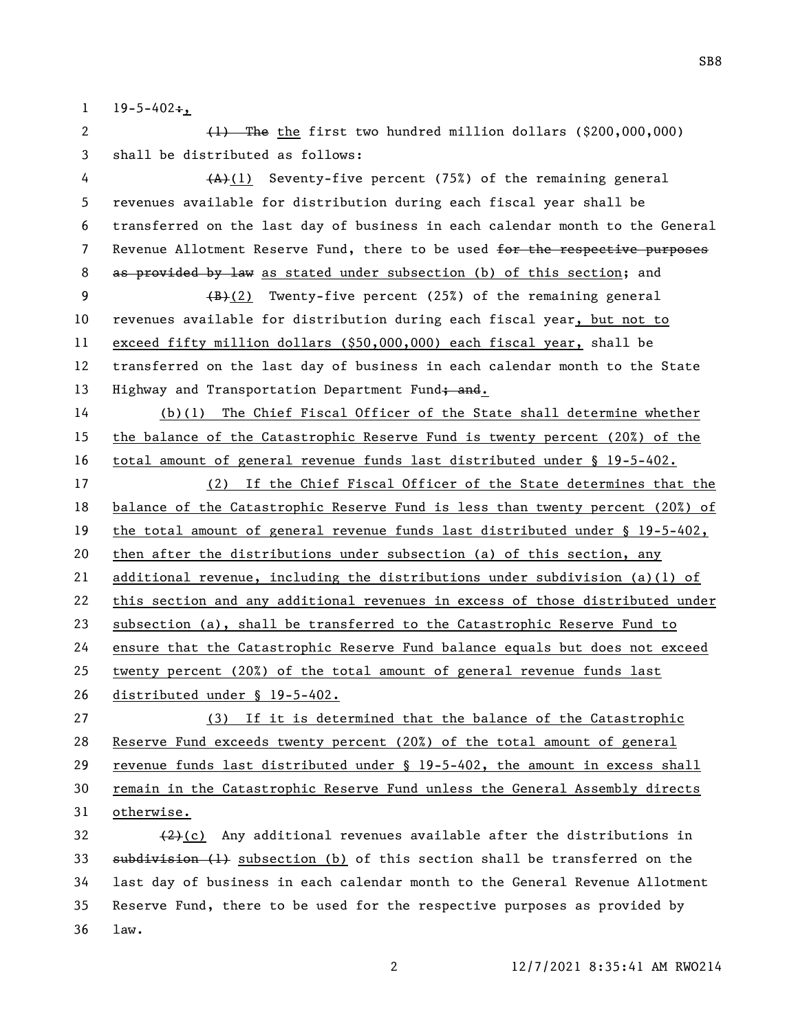19-5-402~~:~~,

~~(1) The~~ the first two hundred million dollars ($200,000,000) shall be distributed as follows:

~~(A)~~(1) Seventy-five percent (75%) of the remaining general revenues available for distribution during each fiscal year shall be transferred on the last day of business in each calendar month to the General Revenue Allotment Reserve Fund, there to be used ~~for the respective purposes as provided by law~~ as stated under subsection (b) of this section; and

~~(B)~~(2) Twenty-five percent (25%) of the remaining general revenues available for distribution during each fiscal year, but not to exceed fifty million dollars ($50,000,000) each fiscal year, shall be transferred on the last day of business in each calendar month to the State Highway and Transportation Department Fund~~; and~~.

(b)(1) The Chief Fiscal Officer of the State shall determine whether the balance of the Catastrophic Reserve Fund is twenty percent (20%) of the total amount of general revenue funds last distributed under § 19-5-402.

(2) If the Chief Fiscal Officer of the State determines that the balance of the Catastrophic Reserve Fund is less than twenty percent (20%) of the total amount of general revenue funds last distributed under § 19-5-402, then after the distributions under subsection (a) of this section, any additional revenue, including the distributions under subdivision (a)(1) of this section and any additional revenues in excess of those distributed under subsection (a), shall be transferred to the Catastrophic Reserve Fund to ensure that the Catastrophic Reserve Fund balance equals but does not exceed twenty percent (20%) of the total amount of general revenue funds last distributed under § 19-5-402.

(3) If it is determined that the balance of the Catastrophic Reserve Fund exceeds twenty percent (20%) of the total amount of general revenue funds last distributed under § 19-5-402, the amount in excess shall remain in the Catastrophic Reserve Fund unless the General Assembly directs otherwise.

~~(2)~~(c) Any additional revenues available after the distributions in ~~subdivision (1)~~ subsection (b) of this section shall be transferred on the last day of business in each calendar month to the General Revenue Allotment Reserve Fund, there to be used for the respective purposes as provided by law.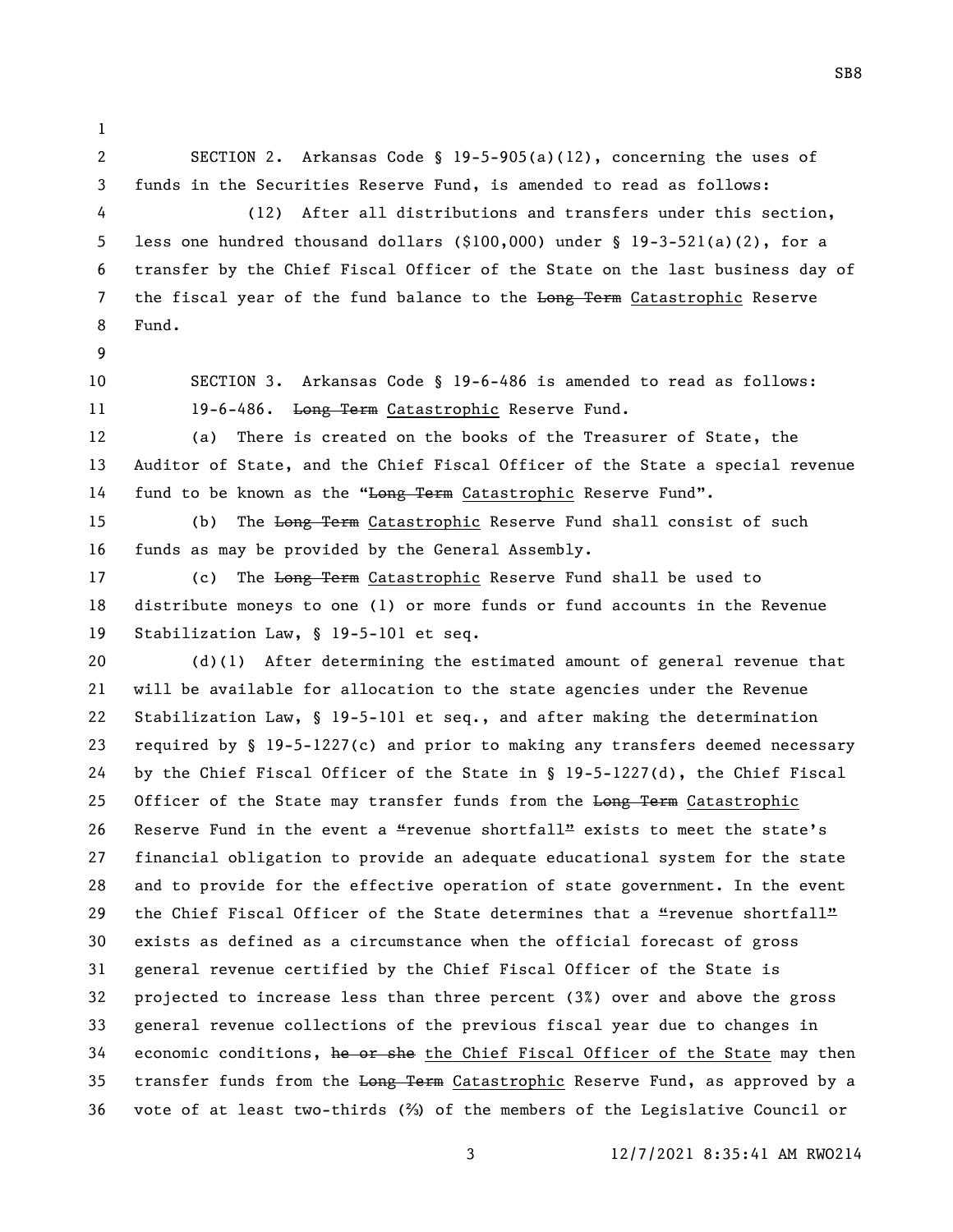SECTION 2. Arkansas Code § 19-5-905(a)(12), concerning the uses of funds in the Securities Reserve Fund, is amended to read as follows:

(12) After all distributions and transfers under this section, less one hundred thousand dollars ($100,000) under § 19-3-521(a)(2), for a transfer by the Chief Fiscal Officer of the State on the last business day of the fiscal year of the fund balance to the ~~Long Term~~ Catastrophic Reserve Fund.

SECTION 3. Arkansas Code § 19-6-486 is amended to read as follows:

19-6-486. ~~Long Term~~ Catastrophic Reserve Fund.

(a) There is created on the books of the Treasurer of State, the Auditor of State, and the Chief Fiscal Officer of the State a special revenue fund to be known as the "~~Long Term~~ Catastrophic Reserve Fund".

(b) The ~~Long Term~~ Catastrophic Reserve Fund shall consist of such funds as may be provided by the General Assembly.

(c) The ~~Long Term~~ Catastrophic Reserve Fund shall be used to distribute moneys to one (1) or more funds or fund accounts in the Revenue Stabilization Law, § 19-5-101 et seq.

(d)(1) After determining the estimated amount of general revenue that will be available for allocation to the state agencies under the Revenue Stabilization Law, § 19-5-101 et seq., and after making the determination required by § 19-5-1227(c) and prior to making any transfers deemed necessary by the Chief Fiscal Officer of the State in § 19-5-1227(d), the Chief Fiscal Officer of the State may transfer funds from the ~~Long Term~~ Catastrophic Reserve Fund in the event a "revenue shortfall" exists to meet the state's financial obligation to provide an adequate educational system for the state and to provide for the effective operation of state government. In the event the Chief Fiscal Officer of the State determines that a "revenue shortfall" exists as defined as a circumstance when the official forecast of gross general revenue certified by the Chief Fiscal Officer of the State is projected to increase less than three percent (3%) over and above the gross general revenue collections of the previous fiscal year due to changes in economic conditions, ~~he or she~~ the Chief Fiscal Officer of the State may then transfer funds from the ~~Long Term~~ Catastrophic Reserve Fund, as approved by a vote of at least two-thirds (⅔) of the members of the Legislative Council or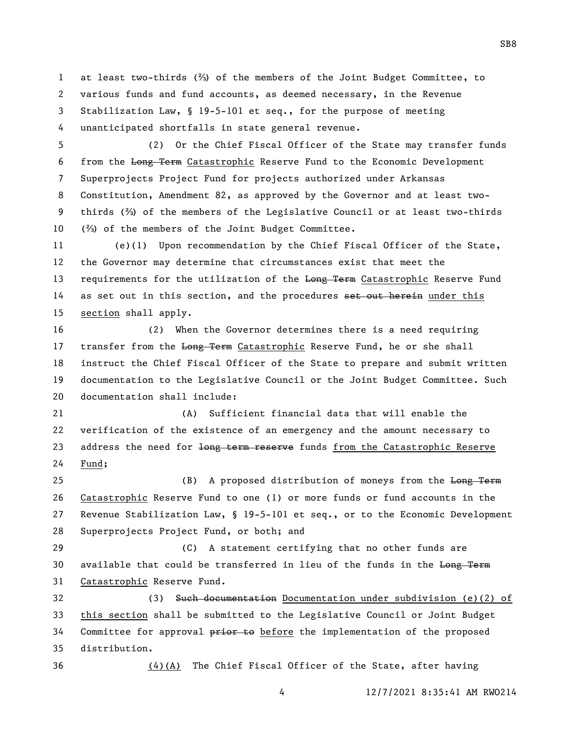at least two-thirds (⅔) of the members of the Joint Budget Committee, to various funds and fund accounts, as deemed necessary, in the Revenue Stabilization Law, § 19-5-101 et seq., for the purpose of meeting unanticipated shortfalls in state general revenue.

(2) Or the Chief Fiscal Officer of the State may transfer funds from the ~~Long Term~~ Catastrophic Reserve Fund to the Economic Development Superprojects Project Fund for projects authorized under Arkansas Constitution, Amendment 82, as approved by the Governor and at least two-thirds (⅔) of the members of the Legislative Council or at least two-thirds (⅔) of the members of the Joint Budget Committee.

(e)(1) Upon recommendation by the Chief Fiscal Officer of the State, the Governor may determine that circumstances exist that meet the requirements for the utilization of the ~~Long Term~~ Catastrophic Reserve Fund as set out in this section, and the procedures ~~set out herein~~ under this section shall apply.

(2) When the Governor determines there is a need requiring transfer from the ~~Long Term~~ Catastrophic Reserve Fund, he or she shall instruct the Chief Fiscal Officer of the State to prepare and submit written documentation to the Legislative Council or the Joint Budget Committee. Such documentation shall include:

(A) Sufficient financial data that will enable the verification of the existence of an emergency and the amount necessary to address the need for ~~long term reserve~~ funds from the Catastrophic Reserve Fund;

(B) A proposed distribution of moneys from the ~~Long Term~~ Catastrophic Reserve Fund to one (1) or more funds or fund accounts in the Revenue Stabilization Law, § 19-5-101 et seq., or to the Economic Development Superprojects Project Fund, or both; and

(C) A statement certifying that no other funds are available that could be transferred in lieu of the funds in the ~~Long Term~~ Catastrophic Reserve Fund.

(3) ~~Such documentation~~ Documentation under subdivision (e)(2) of this section shall be submitted to the Legislative Council or Joint Budget Committee for approval ~~prior to~~ before the implementation of the proposed distribution.

(4)(A) The Chief Fiscal Officer of the State, after having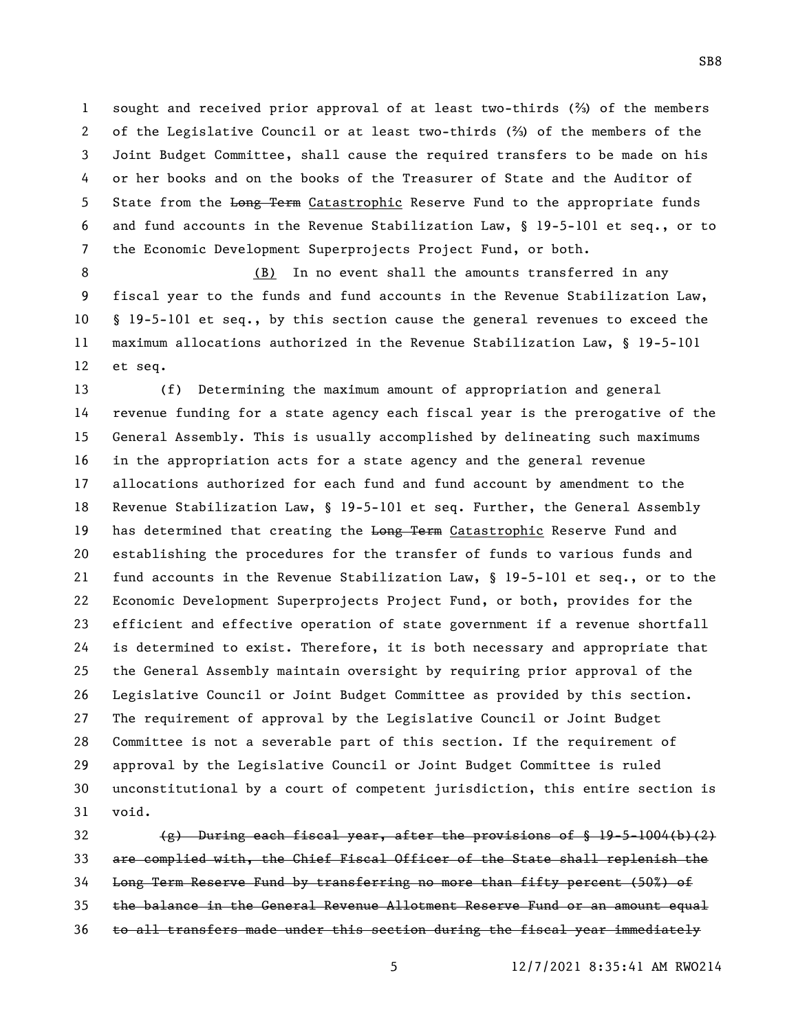sought and received prior approval of at least two-thirds (⅔) of the members of the Legislative Council or at least two-thirds (⅔) of the members of the Joint Budget Committee, shall cause the required transfers to be made on his or her books and on the books of the Treasurer of State and the Auditor of State from the ~~Long Term~~ <u>Catastrophic</u> Reserve Fund to the appropriate funds and fund accounts in the Revenue Stabilization Law, § 19-5-101 et seq., or to the Economic Development Superprojects Project Fund, or both.

<u>(B)</u> In no event shall the amounts transferred in any fiscal year to the funds and fund accounts in the Revenue Stabilization Law, § 19-5-101 et seq., by this section cause the general revenues to exceed the maximum allocations authorized in the Revenue Stabilization Law, § 19-5-101 et seq.

(f) Determining the maximum amount of appropriation and general revenue funding for a state agency each fiscal year is the prerogative of the General Assembly. This is usually accomplished by delineating such maximums in the appropriation acts for a state agency and the general revenue allocations authorized for each fund and fund account by amendment to the Revenue Stabilization Law, § 19-5-101 et seq. Further, the General Assembly has determined that creating the ~~Long Term~~ <u>Catastrophic</u> Reserve Fund and establishing the procedures for the transfer of funds to various funds and fund accounts in the Revenue Stabilization Law, § 19-5-101 et seq., or to the Economic Development Superprojects Project Fund, or both, provides for the efficient and effective operation of state government if a revenue shortfall is determined to exist. Therefore, it is both necessary and appropriate that the General Assembly maintain oversight by requiring prior approval of the Legislative Council or Joint Budget Committee as provided by this section. The requirement of approval by the Legislative Council or Joint Budget Committee is not a severable part of this section. If the requirement of approval by the Legislative Council or Joint Budget Committee is ruled unconstitutional by a court of competent jurisdiction, this entire section is void.

~~(g) During each fiscal year, after the provisions of § 19-5-1004(b)(2) are complied with, the Chief Fiscal Officer of the State shall replenish the Long Term Reserve Fund by transferring no more than fifty percent (50%) of the balance in the General Revenue Allotment Reserve Fund or an amount equal to all transfers made under this section during the fiscal year immediately~~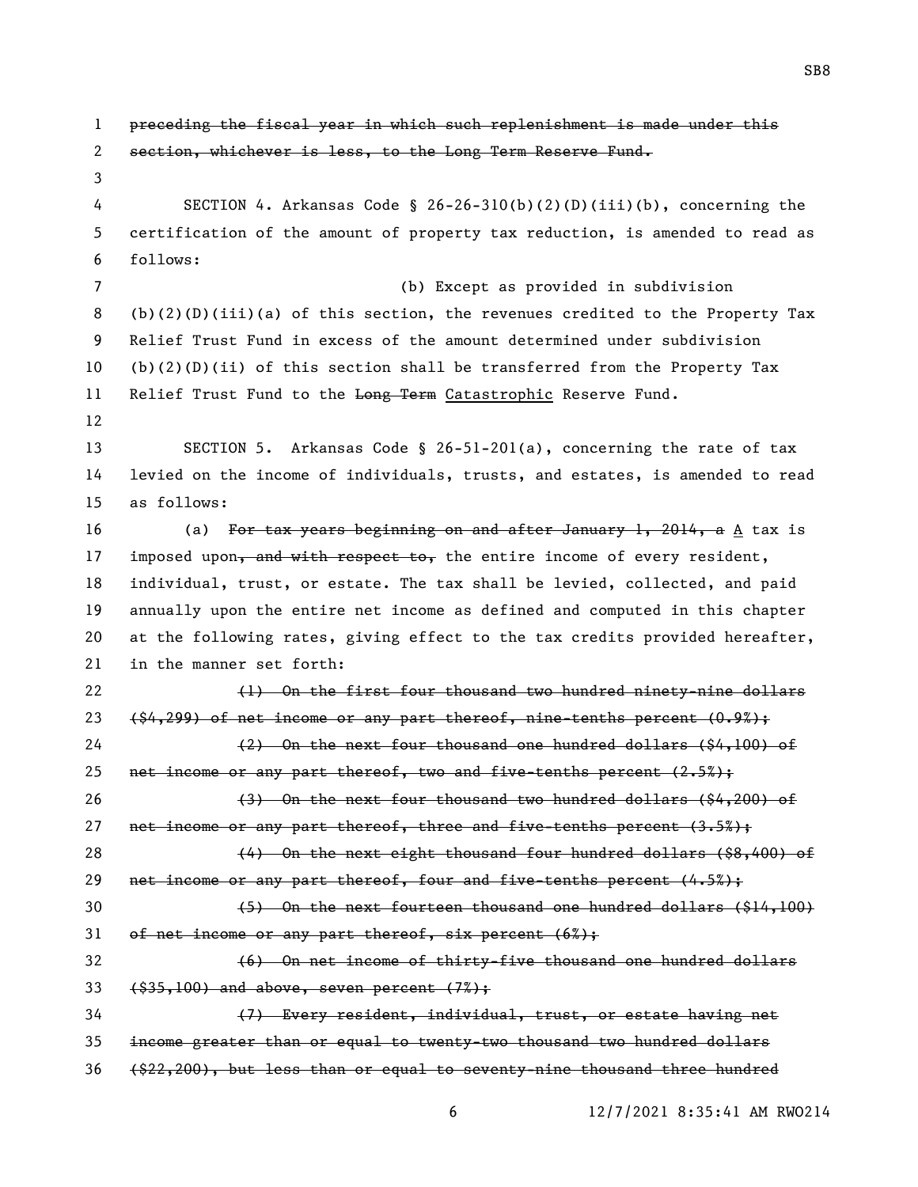~~preceding the fiscal year in which such replenishment is made under this section, whichever is less, to the Long Term Reserve Fund.~~

SECTION 4. Arkansas Code § 26-26-310(b)(2)(D)(iii)(b), concerning the certification of the amount of property tax reduction, is amended to read as follows:

(b) Except as provided in subdivision (b)(2)(D)(iii)(a) of this section, the revenues credited to the Property Tax Relief Trust Fund in excess of the amount determined under subdivision (b)(2)(D)(ii) of this section shall be transferred from the Property Tax Relief Trust Fund to the ~~Long Term~~ <u>Catastrophic</u> Reserve Fund.

SECTION 5. Arkansas Code § 26-51-201(a), concerning the rate of tax levied on the income of individuals, trusts, and estates, is amended to read as follows:

(a) ~~For tax years beginning on and after January 1, 2014, a~~ <u>A</u> tax is imposed upon~~, and with respect to,~~ the entire income of every resident, individual, trust, or estate. The tax shall be levied, collected, and paid annually upon the entire net income as defined and computed in this chapter at the following rates, giving effect to the tax credits provided hereafter, in the manner set forth:

~~(1) On the first four thousand two hundred ninety-nine dollars ($4,299) of net income or any part thereof, nine-tenths percent (0.9%);~~

~~(2) On the next four thousand one hundred dollars ($4,100) of net income or any part thereof, two and five-tenths percent (2.5%);~~

~~(3) On the next four thousand two hundred dollars ($4,200) of net income or any part thereof, three and five-tenths percent (3.5%);~~

~~(4) On the next eight thousand four hundred dollars ($8,400) of net income or any part thereof, four and five-tenths percent (4.5%);~~

~~(5) On the next fourteen thousand one hundred dollars ($14,100) of net income or any part thereof, six percent (6%);~~

~~(6) On net income of thirty-five thousand one hundred dollars ($35,100) and above, seven percent (7%);~~

~~(7) Every resident, individual, trust, or estate having net income greater than or equal to twenty-two thousand two hundred dollars ($22,200), but less than or equal to seventy-nine thousand three hundred~~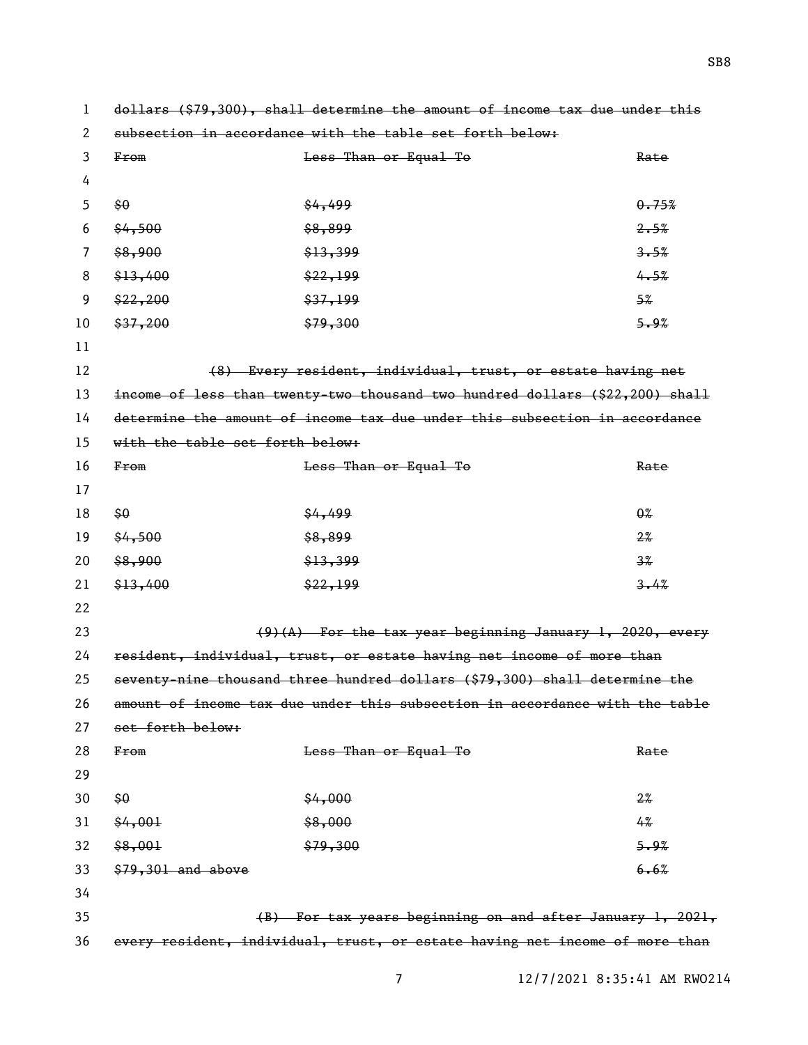~~dollars ($79,300), shall determine the amount of income tax due under this subsection in accordance with the table set forth below:~~

| ~~From~~ | ~~Less Than or Equal To~~ | ~~Rate~~ |
|---|---|---|
| ~~$0~~ | ~~$4,499~~ | ~~0.75%~~ |
| ~~$4,500~~ | ~~$8,899~~ | ~~2.5%~~ |
| ~~$8,900~~ | ~~$13,399~~ | ~~3.5%~~ |
| ~~$13,400~~ | ~~$22,199~~ | ~~4.5%~~ |
| ~~$22,200~~ | ~~$37,199~~ | ~~5%~~ |
| ~~$37,200~~ | ~~$79,300~~ | ~~5.9%~~ |

~~(8) Every resident, individual, trust, or estate having net income of less than twenty-two thousand two hundred dollars ($22,200) shall determine the amount of income tax due under this subsection in accordance with the table set forth below:~~

| ~~From~~ | ~~Less Than or Equal To~~ | ~~Rate~~ |
|---|---|---|
| ~~$0~~ | ~~$4,499~~ | ~~0%~~ |
| ~~$4,500~~ | ~~$8,899~~ | ~~2%~~ |
| ~~$8,900~~ | ~~$13,399~~ | ~~3%~~ |
| ~~$13,400~~ | ~~$22,199~~ | ~~3.4%~~ |

~~(9)(A) For the tax year beginning January 1, 2020, every resident, individual, trust, or estate having net income of more than seventy-nine thousand three hundred dollars ($79,300) shall determine the amount of income tax due under this subsection in accordance with the table set forth below:~~

| ~~From~~ | ~~Less Than or Equal To~~ | ~~Rate~~ |
|---|---|---|
| ~~$0~~ | ~~$4,000~~ | ~~2%~~ |
| ~~$4,001~~ | ~~$8,000~~ | ~~4%~~ |
| ~~$8,001~~ | ~~$79,300~~ | ~~5.9%~~ |
| ~~$79,301 and above~~ | | ~~6.6%~~ |

~~(B) For tax years beginning on and after January 1, 2021, every resident, individual, trust, or estate having net income of more than~~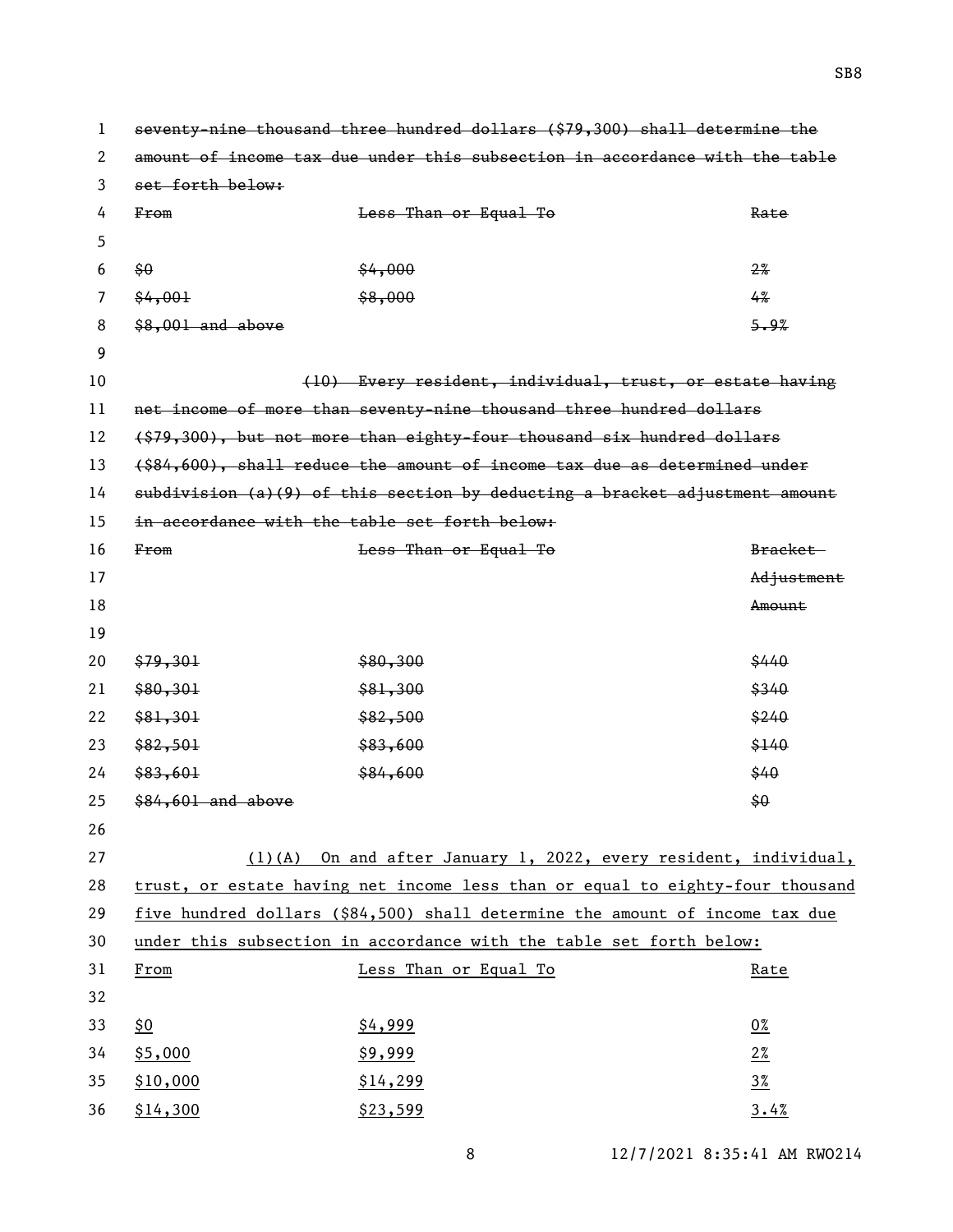~~seventy-nine thousand three hundred dollars ($79,300) shall determine the amount of income tax due under this subsection in accordance with the table set forth below:~~

| ~~From~~ | ~~Less Than or Equal To~~ | ~~Rate~~ |
|---|---|---|
| ~~$0~~ | ~~$4,000~~ | ~~2%~~ |
| ~~$4,001~~ | ~~$8,000~~ | ~~4%~~ |
| ~~$8,001 and above~~ | | ~~5.9%~~ |

~~(10) Every resident, individual, trust, or estate having net income of more than seventy-nine thousand three hundred dollars ($79,300), but not more than eighty-four thousand six hundred dollars ($84,600), shall reduce the amount of income tax due as determined under subdivision (a)(9) of this section by deducting a bracket adjustment amount in accordance with the table set forth below:~~

| ~~From~~ | ~~Less Than or Equal To~~ | ~~Bracket Adjustment Amount~~ |
|---|---|---|
| ~~$79,301~~ | ~~$80,300~~ | ~~$440~~ |
| ~~$80,301~~ | ~~$81,300~~ | ~~$340~~ |
| ~~$81,301~~ | ~~$82,500~~ | ~~$240~~ |
| ~~$82,501~~ | ~~$83,600~~ | ~~$140~~ |
| ~~$83,601~~ | ~~$84,600~~ | ~~$40~~ |
| ~~$84,601 and above~~ | | ~~$0~~ |

<u>(1)(A) On and after January 1, 2022, every resident, individual, trust, or estate having net income less than or equal to eighty-four thousand five hundred dollars ($84,500) shall determine the amount of income tax due under this subsection in accordance with the table set forth below:</u>

| <u>From</u> | <u>Less Than or Equal To</u> | <u>Rate</u> |
|---|---|---|
| <u>$0</u> | <u>$4,999</u> | <u>0%</u> |
| <u>$5,000</u> | <u>$9,999</u> | <u>2%</u> |
| <u>$10,000</u> | <u>$14,299</u> | <u>3%</u> |
| <u>$14,300</u> | <u>$23,599</u> | <u>3.4%</u> |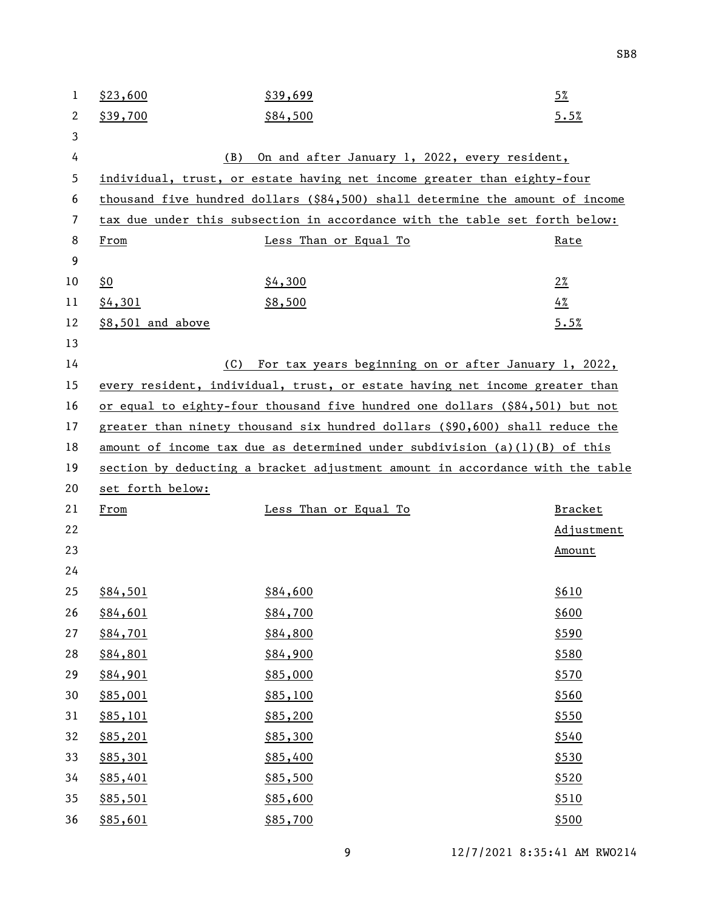| | | |
|---|---|---|
| $23,600 | $39,699 | 5% |
| $39,700 | $84,500 | 5.5% |

(B) On and after January 1, 2022, every resident, individual, trust, or estate having net income greater than eighty-four thousand five hundred dollars ($84,500) shall determine the amount of income tax due under this subsection in accordance with the table set forth below:

| From | Less Than or Equal To | Rate |
|---|---|---|
| $0 | $4,300 | 2% |
| $4,301 | $8,500 | 4% |
| $8,501 and above | | 5.5% |

(C) For tax years beginning on or after January 1, 2022, every resident, individual, trust, or estate having net income greater than or equal to eighty-four thousand five hundred one dollars ($84,501) but not greater than ninety thousand six hundred dollars ($90,600) shall reduce the amount of income tax due as determined under subdivision (a)(1)(B) of this section by deducting a bracket adjustment amount in accordance with the table set forth below:

| From | Less Than or Equal To | Bracket Adjustment Amount |
|---|---|---|
| $84,501 | $84,600 | $610 |
| $84,601 | $84,700 | $600 |
| $84,701 | $84,800 | $590 |
| $84,801 | $84,900 | $580 |
| $84,901 | $85,000 | $570 |
| $85,001 | $85,100 | $560 |
| $85,101 | $85,200 | $550 |
| $85,201 | $85,300 | $540 |
| $85,301 | $85,400 | $530 |
| $85,401 | $85,500 | $520 |
| $85,501 | $85,600 | $510 |
| $85,601 | $85,700 | $500 |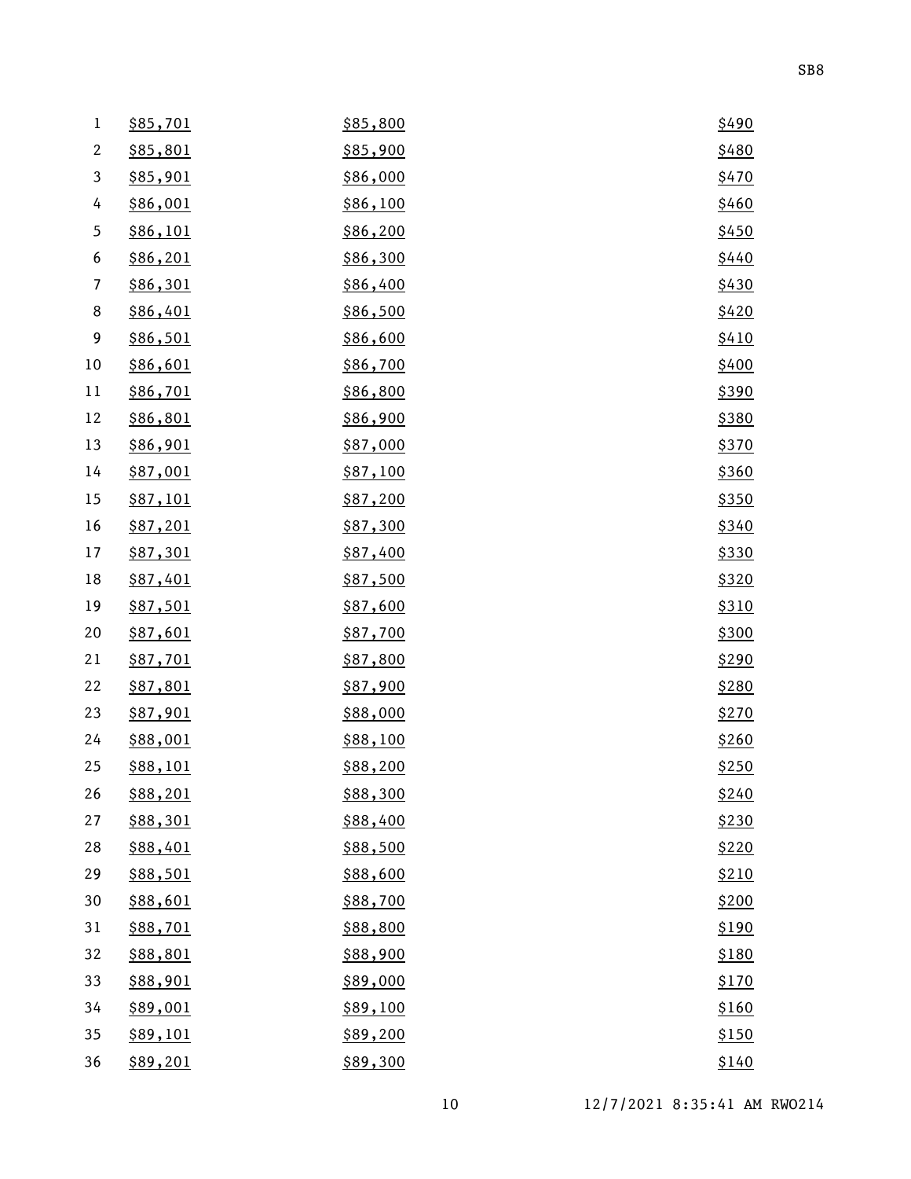| | | |
|---|---|---|
| $85,701 | $85,800 | $490 |
| $85,801 | $85,900 | $480 |
| $85,901 | $86,000 | $470 |
| $86,001 | $86,100 | $460 |
| $86,101 | $86,200 | $450 |
| $86,201 | $86,300 | $440 |
| $86,301 | $86,400 | $430 |
| $86,401 | $86,500 | $420 |
| $86,501 | $86,600 | $410 |
| $86,601 | $86,700 | $400 |
| $86,701 | $86,800 | $390 |
| $86,801 | $86,900 | $380 |
| $86,901 | $87,000 | $370 |
| $87,001 | $87,100 | $360 |
| $87,101 | $87,200 | $350 |
| $87,201 | $87,300 | $340 |
| $87,301 | $87,400 | $330 |
| $87,401 | $87,500 | $320 |
| $87,501 | $87,600 | $310 |
| $87,601 | $87,700 | $300 |
| $87,701 | $87,800 | $290 |
| $87,801 | $87,900 | $280 |
| $87,901 | $88,000 | $270 |
| $88,001 | $88,100 | $260 |
| $88,101 | $88,200 | $250 |
| $88,201 | $88,300 | $240 |
| $88,301 | $88,400 | $230 |
| $88,401 | $88,500 | $220 |
| $88,501 | $88,600 | $210 |
| $88,601 | $88,700 | $200 |
| $88,701 | $88,800 | $190 |
| $88,801 | $88,900 | $180 |
| $88,901 | $89,000 | $170 |
| $89,001 | $89,100 | $160 |
| $89,101 | $89,200 | $150 |
| $89,201 | $89,300 | $140 |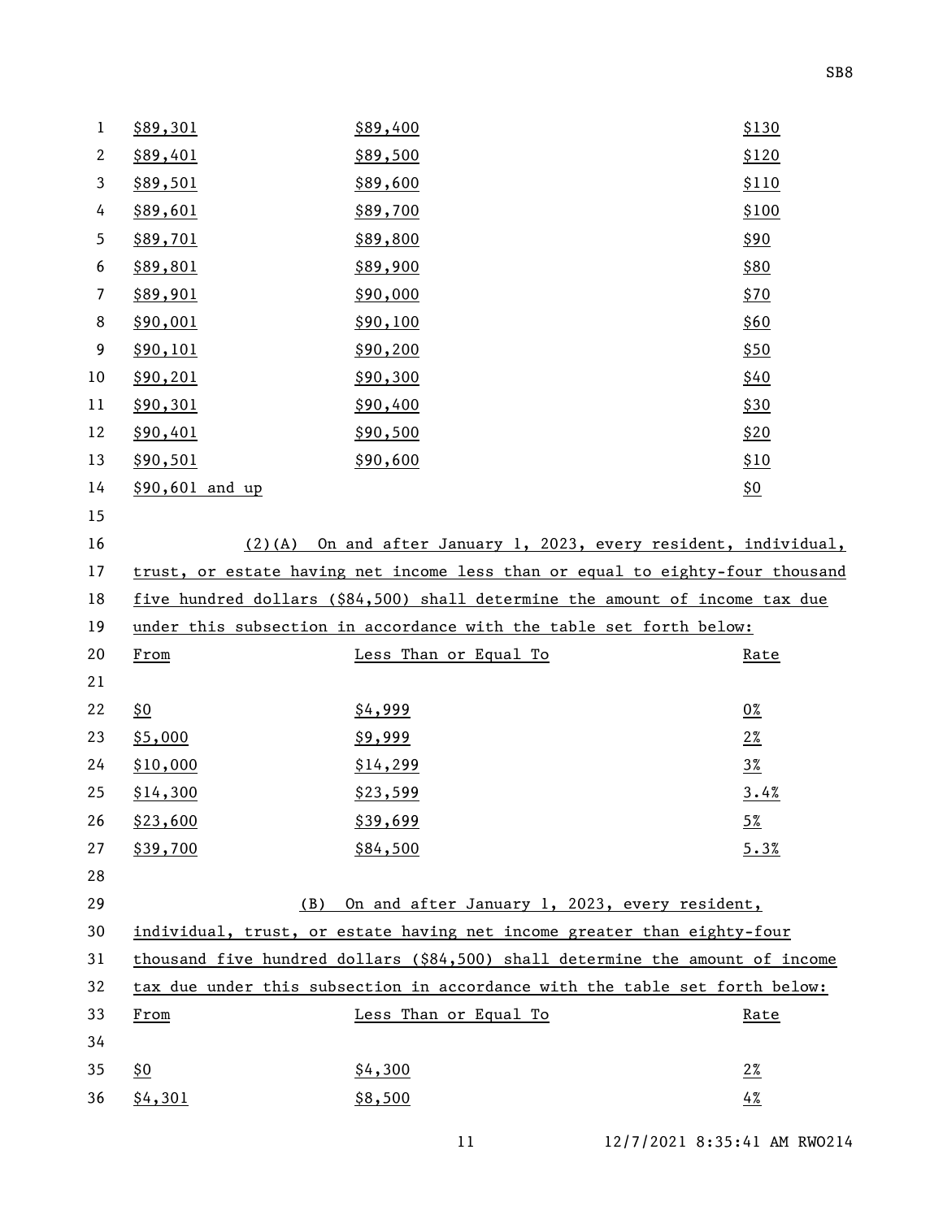| | | |
|---|---|---|
| $89,301 | $89,400 | $130 |
| $89,401 | $89,500 | $120 |
| $89,501 | $89,600 | $110 |
| $89,601 | $89,700 | $100 |
| $89,701 | $89,800 | $90 |
| $89,801 | $89,900 | $80 |
| $89,901 | $90,000 | $70 |
| $90,001 | $90,100 | $60 |
| $90,101 | $90,200 | $50 |
| $90,201 | $90,300 | $40 |
| $90,301 | $90,400 | $30 |
| $90,401 | $90,500 | $20 |
| $90,501 | $90,600 | $10 |
| $90,601 and up | | $0 |

(2)(A) On and after January 1, 2023, every resident, individual, trust, or estate having net income less than or equal to eighty-four thousand five hundred dollars ($84,500) shall determine the amount of income tax due under this subsection in accordance with the table set forth below:

| From | Less Than or Equal To | Rate |
|---|---|---|
| $0 | $4,999 | 0% |
| $5,000 | $9,999 | 2% |
| $10,000 | $14,299 | 3% |
| $14,300 | $23,599 | 3.4% |
| $23,600 | $39,699 | 5% |
| $39,700 | $84,500 | 5.3% |

(B) On and after January 1, 2023, every resident, individual, trust, or estate having net income greater than eighty-four thousand five hundred dollars ($84,500) shall determine the amount of income tax due under this subsection in accordance with the table set forth below:

| From | Less Than or Equal To | Rate |
|---|---|---|
| $0 | $4,300 | 2% |
| $4,301 | $8,500 | 4% |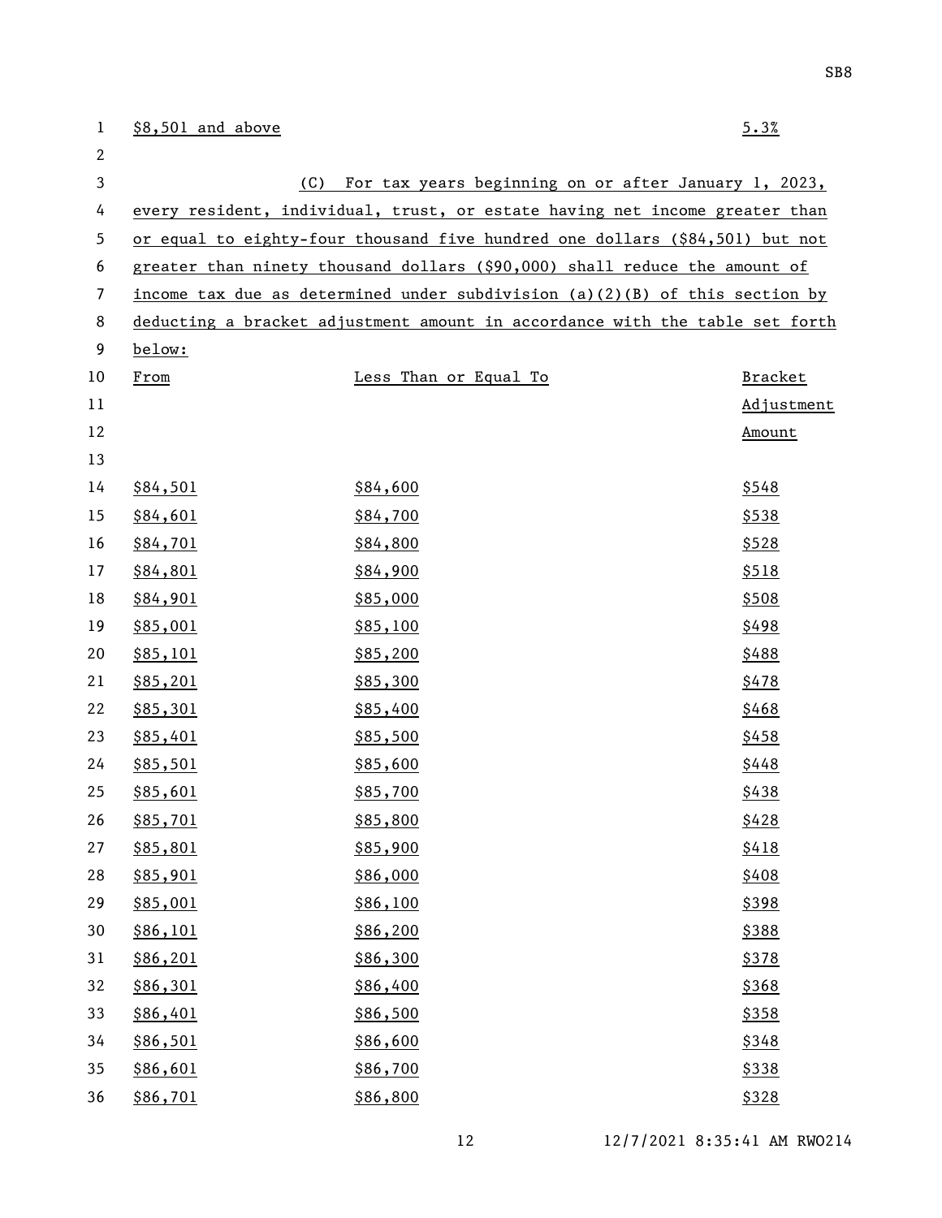$8,501 and above 5.3%

(C) For tax years beginning on or after January 1, 2023, every resident, individual, trust, or estate having net income greater than or equal to eighty-four thousand five hundred one dollars ($84,501) but not greater than ninety thousand dollars ($90,000) shall reduce the amount of income tax due as determined under subdivision (a)(2)(B) of this section by deducting a bracket adjustment amount in accordance with the table set forth below:

| From | Less Than or Equal To | Bracket Adjustment Amount |
|---|---|---|
| $84,501 | $84,600 | $548 |
| $84,601 | $84,700 | $538 |
| $84,701 | $84,800 | $528 |
| $84,801 | $84,900 | $518 |
| $84,901 | $85,000 | $508 |
| $85,001 | $85,100 | $498 |
| $85,101 | $85,200 | $488 |
| $85,201 | $85,300 | $478 |
| $85,301 | $85,400 | $468 |
| $85,401 | $85,500 | $458 |
| $85,501 | $85,600 | $448 |
| $85,601 | $85,700 | $438 |
| $85,701 | $85,800 | $428 |
| $85,801 | $85,900 | $418 |
| $85,901 | $86,000 | $408 |
| $85,001 | $86,100 | $398 |
| $86,101 | $86,200 | $388 |
| $86,201 | $86,300 | $378 |
| $86,301 | $86,400 | $368 |
| $86,401 | $86,500 | $358 |
| $86,501 | $86,600 | $348 |
| $86,601 | $86,700 | $338 |
| $86,701 | $86,800 | $328 |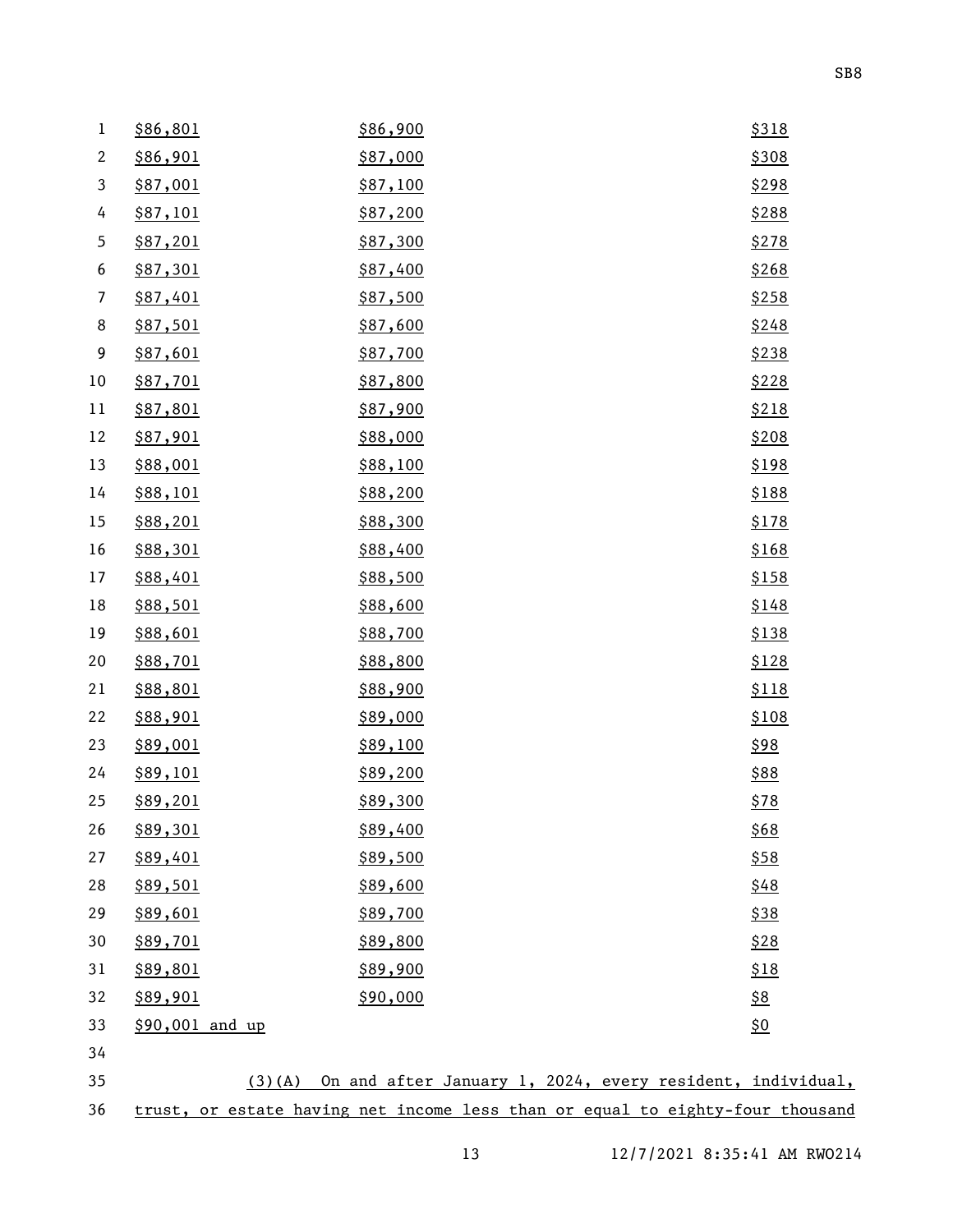| | | |
|---|---|---|
| $86,801 | $86,900 | $318 |
| $86,901 | $87,000 | $308 |
| $87,001 | $87,100 | $298 |
| $87,101 | $87,200 | $288 |
| $87,201 | $87,300 | $278 |
| $87,301 | $87,400 | $268 |
| $87,401 | $87,500 | $258 |
| $87,501 | $87,600 | $248 |
| $87,601 | $87,700 | $238 |
| $87,701 | $87,800 | $228 |
| $87,801 | $87,900 | $218 |
| $87,901 | $88,000 | $208 |
| $88,001 | $88,100 | $198 |
| $88,101 | $88,200 | $188 |
| $88,201 | $88,300 | $178 |
| $88,301 | $88,400 | $168 |
| $88,401 | $88,500 | $158 |
| $88,501 | $88,600 | $148 |
| $88,601 | $88,700 | $138 |
| $88,701 | $88,800 | $128 |
| $88,801 | $88,900 | $118 |
| $88,901 | $89,000 | $108 |
| $89,001 | $89,100 | $98 |
| $89,101 | $89,200 | $88 |
| $89,201 | $89,300 | $78 |
| $89,301 | $89,400 | $68 |
| $89,401 | $89,500 | $58 |
| $89,501 | $89,600 | $48 |
| $89,601 | $89,700 | $38 |
| $89,701 | $89,800 | $28 |
| $89,801 | $89,900 | $18 |
| $89,901 | $90,000 | $8 |
| $90,001 and up | | $0 |

(3)(A) On and after January 1, 2024, every resident, individual, trust, or estate having net income less than or equal to eighty-four thousand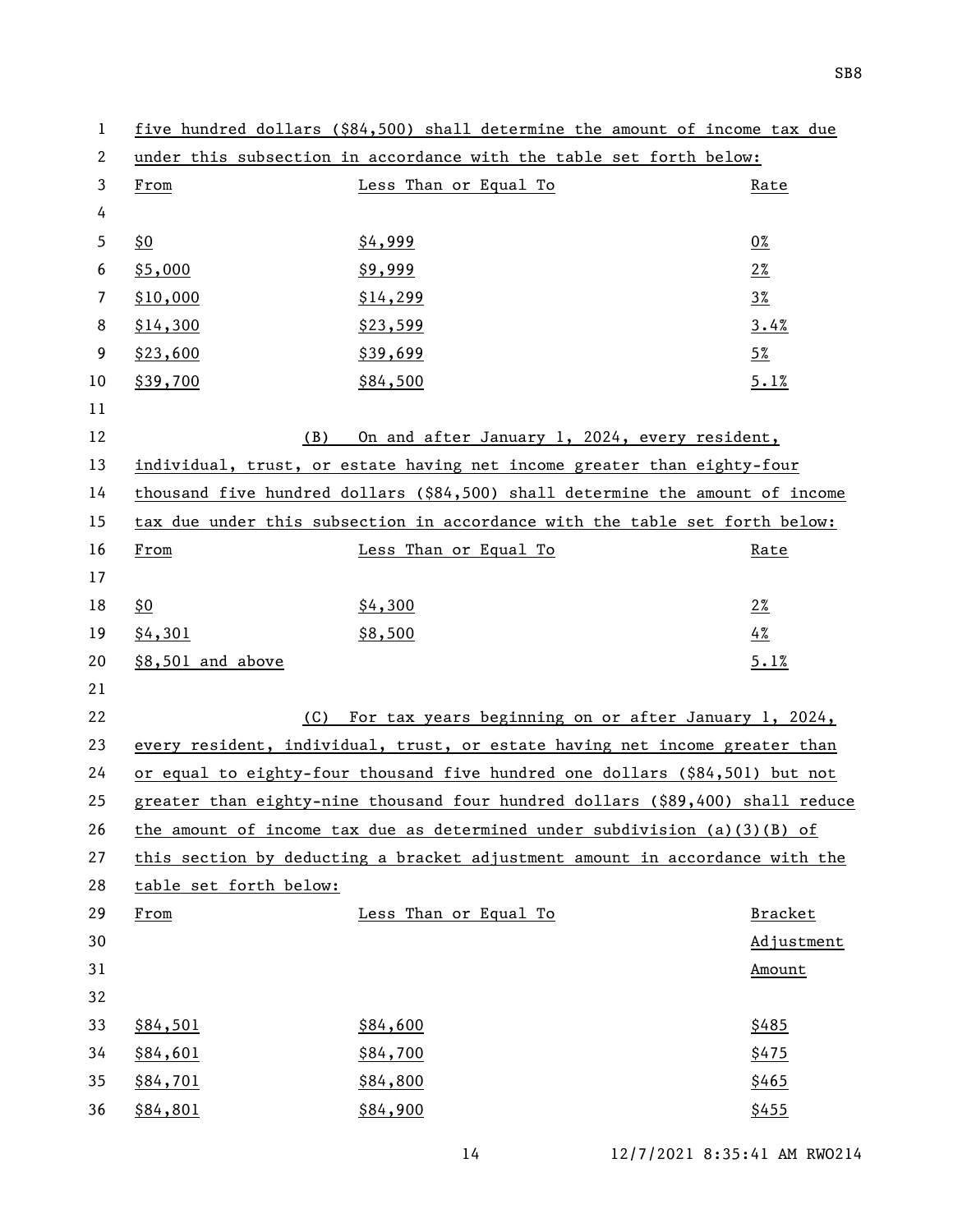five hundred dollars ($84,500) shall determine the amount of income tax due under this subsection in accordance with the table set forth below:

| From | Less Than or Equal To | Rate |
|---|---|---|
| $0 | $4,999 | 0% |
| $5,000 | $9,999 | 2% |
| $10,000 | $14,299 | 3% |
| $14,300 | $23,599 | 3.4% |
| $23,600 | $39,699 | 5% |
| $39,700 | $84,500 | 5.1% |

(B) On and after January 1, 2024, every resident, individual, trust, or estate having net income greater than eighty-four thousand five hundred dollars ($84,500) shall determine the amount of income tax due under this subsection in accordance with the table set forth below:

| From | Less Than or Equal To | Rate |
|---|---|---|
| $0 | $4,300 | 2% |
| $4,301 | $8,500 | 4% |
| $8,501 and above | | 5.1% |

(C) For tax years beginning on or after January 1, 2024, every resident, individual, trust, or estate having net income greater than or equal to eighty-four thousand five hundred one dollars ($84,501) but not greater than eighty-nine thousand four hundred dollars ($89,400) shall reduce the amount of income tax due as determined under subdivision (a)(3)(B) of this section by deducting a bracket adjustment amount in accordance with the table set forth below:

| From | Less Than or Equal To | Bracket Adjustment Amount |
|---|---|---|
| $84,501 | $84,600 | $485 |
| $84,601 | $84,700 | $475 |
| $84,701 | $84,800 | $465 |
| $84,801 | $84,900 | $455 |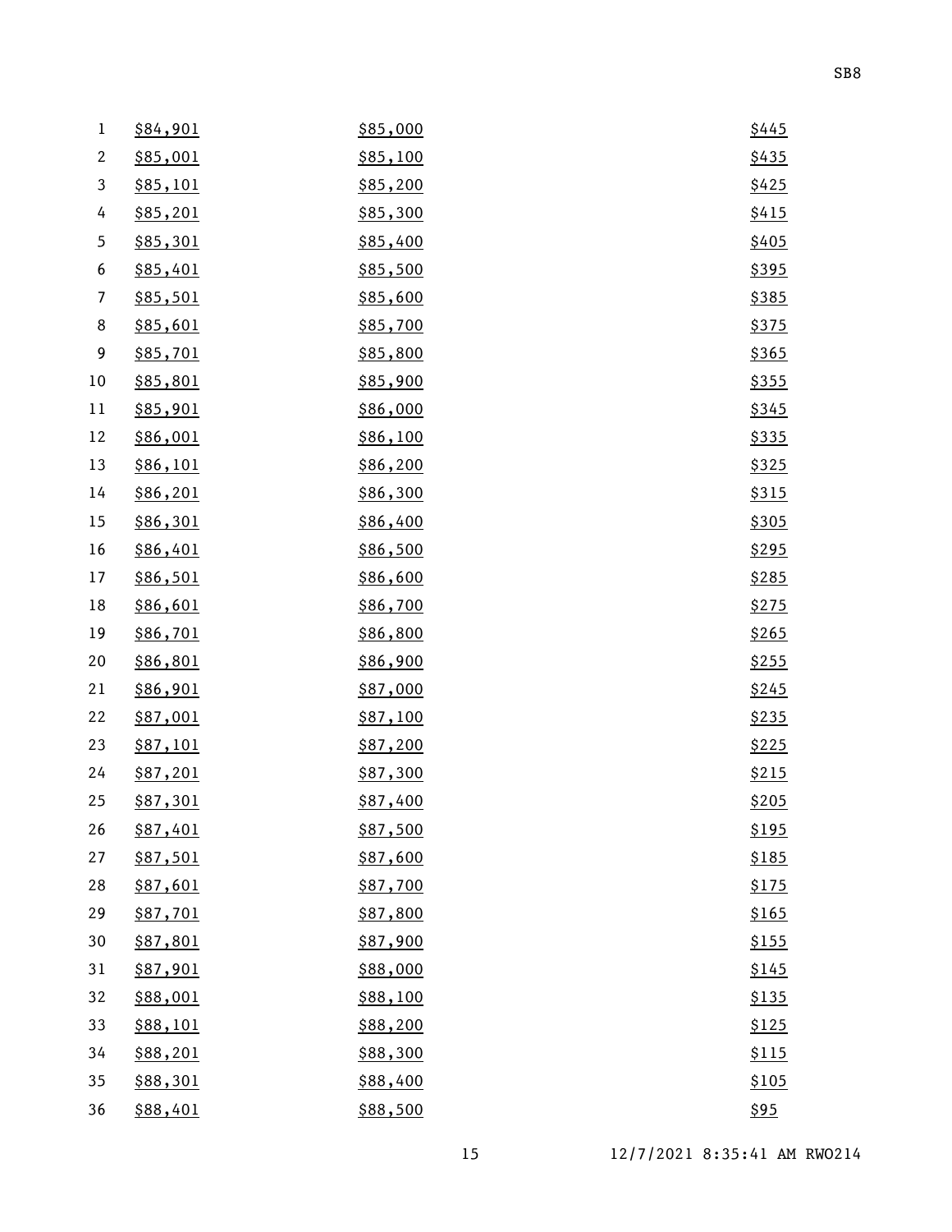| | | |
|---|---|---|
| $84,901 | $85,000 | $445 |
| $85,001 | $85,100 | $435 |
| $85,101 | $85,200 | $425 |
| $85,201 | $85,300 | $415 |
| $85,301 | $85,400 | $405 |
| $85,401 | $85,500 | $395 |
| $85,501 | $85,600 | $385 |
| $85,601 | $85,700 | $375 |
| $85,701 | $85,800 | $365 |
| $85,801 | $85,900 | $355 |
| $85,901 | $86,000 | $345 |
| $86,001 | $86,100 | $335 |
| $86,101 | $86,200 | $325 |
| $86,201 | $86,300 | $315 |
| $86,301 | $86,400 | $305 |
| $86,401 | $86,500 | $295 |
| $86,501 | $86,600 | $285 |
| $86,601 | $86,700 | $275 |
| $86,701 | $86,800 | $265 |
| $86,801 | $86,900 | $255 |
| $86,901 | $87,000 | $245 |
| $87,001 | $87,100 | $235 |
| $87,101 | $87,200 | $225 |
| $87,201 | $87,300 | $215 |
| $87,301 | $87,400 | $205 |
| $87,401 | $87,500 | $195 |
| $87,501 | $87,600 | $185 |
| $87,601 | $87,700 | $175 |
| $87,701 | $87,800 | $165 |
| $87,801 | $87,900 | $155 |
| $87,901 | $88,000 | $145 |
| $88,001 | $88,100 | $135 |
| $88,101 | $88,200 | $125 |
| $88,201 | $88,300 | $115 |
| $88,301 | $88,400 | $105 |
| $88,401 | $88,500 | $95 |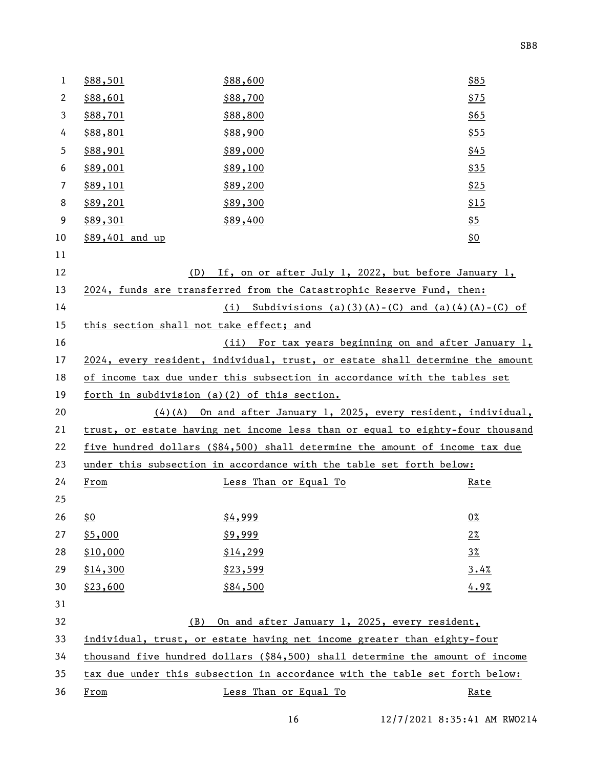| | | |
|---|---|---|
| $88,501 | $88,600 | $85 |
| $88,601 | $88,700 | $75 |
| $88,701 | $88,800 | $65 |
| $88,801 | $88,900 | $55 |
| $88,901 | $89,000 | $45 |
| $89,001 | $89,100 | $35 |
| $89,101 | $89,200 | $25 |
| $89,201 | $89,300 | $15 |
| $89,301 | $89,400 | $5 |
| $89,401 and up | | $0 |

(D) If, on or after July 1, 2022, but before January 1, 2024, funds are transferred from the Catastrophic Reserve Fund, then:

(i) Subdivisions (a)(3)(A)-(C) and (a)(4)(A)-(C) of this section shall not take effect; and

(ii) For tax years beginning on and after January 1, 2024, every resident, individual, trust, or estate shall determine the amount of income tax due under this subsection in accordance with the tables set forth in subdivision (a)(2) of this section.

(4)(A) On and after January 1, 2025, every resident, individual, trust, or estate having net income less than or equal to eighty-four thousand five hundred dollars ($84,500) shall determine the amount of income tax due under this subsection in accordance with the table set forth below:

| From | Less Than or Equal To | Rate |
|---|---|---|
| $0 | $4,999 | 0% |
| $5,000 | $9,999 | 2% |
| $10,000 | $14,299 | 3% |
| $14,300 | $23,599 | 3.4% |
| $23,600 | $84,500 | 4.9% |

(B) On and after January 1, 2025, every resident, individual, trust, or estate having net income greater than eighty-four thousand five hundred dollars ($84,500) shall determine the amount of income tax due under this subsection in accordance with the table set forth below:

| From | Less Than or Equal To | Rate |
|---|---|---|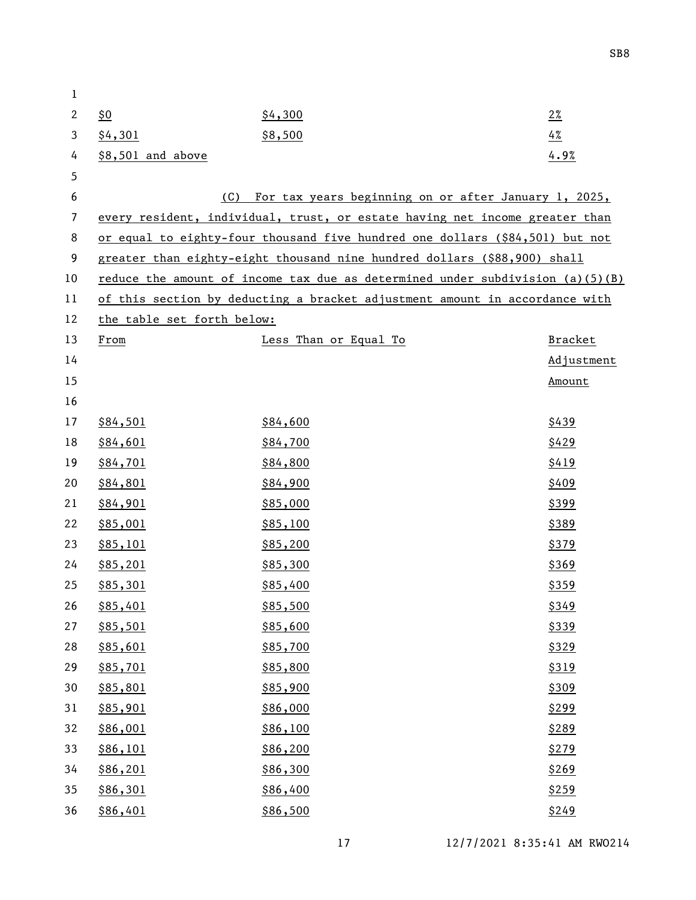| | | |
|---|---|---|
| $0 | $4,300 | 2% |
| $4,301 | $8,500 | 4% |
| $8,501 and above | | 4.9% |

(C) For tax years beginning on or after January 1, 2025, every resident, individual, trust, or estate having net income greater than or equal to eighty-four thousand five hundred one dollars ($84,501) but not greater than eighty-eight thousand nine hundred dollars ($88,900) shall reduce the amount of income tax due as determined under subdivision (a)(5)(B) of this section by deducting a bracket adjustment amount in accordance with the table set forth below:

| From | Less Than or Equal To | Bracket Adjustment Amount |
|---|---|---|
| $84,501 | $84,600 | $439 |
| $84,601 | $84,700 | $429 |
| $84,701 | $84,800 | $419 |
| $84,801 | $84,900 | $409 |
| $84,901 | $85,000 | $399 |
| $85,001 | $85,100 | $389 |
| $85,101 | $85,200 | $379 |
| $85,201 | $85,300 | $369 |
| $85,301 | $85,400 | $359 |
| $85,401 | $85,500 | $349 |
| $85,501 | $85,600 | $339 |
| $85,601 | $85,700 | $329 |
| $85,701 | $85,800 | $319 |
| $85,801 | $85,900 | $309 |
| $85,901 | $86,000 | $299 |
| $86,001 | $86,100 | $289 |
| $86,101 | $86,200 | $279 |
| $86,201 | $86,300 | $269 |
| $86,301 | $86,400 | $259 |
| $86,401 | $86,500 | $249 |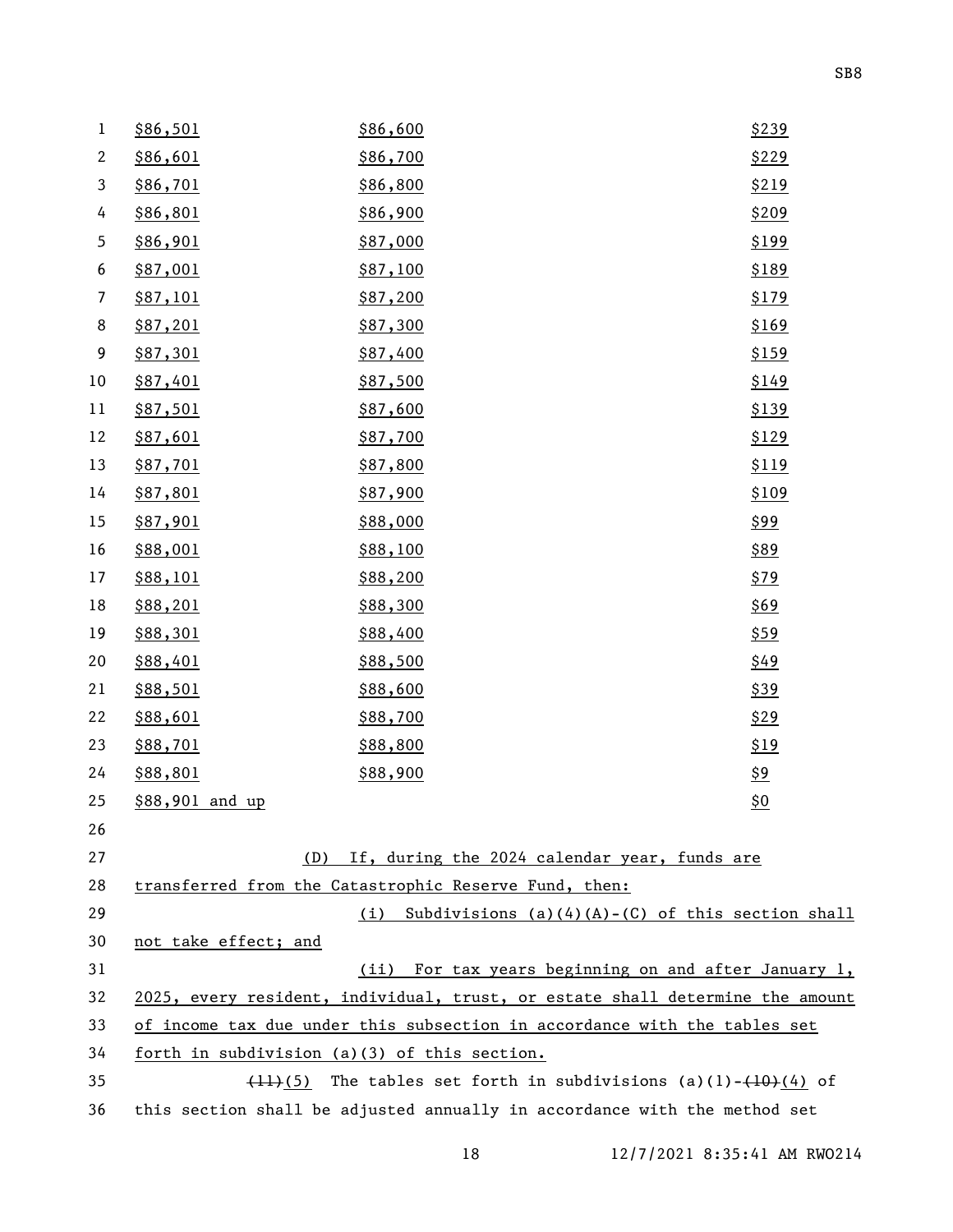| | | |
|---|---|---|
| $86,501 | $86,600 | $239 |
| $86,601 | $86,700 | $229 |
| $86,701 | $86,800 | $219 |
| $86,801 | $86,900 | $209 |
| $86,901 | $87,000 | $199 |
| $87,001 | $87,100 | $189 |
| $87,101 | $87,200 | $179 |
| $87,201 | $87,300 | $169 |
| $87,301 | $87,400 | $159 |
| $87,401 | $87,500 | $149 |
| $87,501 | $87,600 | $139 |
| $87,601 | $87,700 | $129 |
| $87,701 | $87,800 | $119 |
| $87,801 | $87,900 | $109 |
| $87,901 | $88,000 | $99 |
| $88,001 | $88,100 | $89 |
| $88,101 | $88,200 | $79 |
| $88,201 | $88,300 | $69 |
| $88,301 | $88,400 | $59 |
| $88,401 | $88,500 | $49 |
| $88,501 | $88,600 | $39 |
| $88,601 | $88,700 | $29 |
| $88,701 | $88,800 | $19 |
| $88,801 | $88,900 | $9 |
| $88,901 and up | | $0 |

(D) If, during the 2024 calendar year, funds are transferred from the Catastrophic Reserve Fund, then:

(i) Subdivisions (a)(4)(A)-(C) of this section shall not take effect; and

(ii) For tax years beginning on and after January 1, 2025, every resident, individual, trust, or estate shall determine the amount of income tax due under this subsection in accordance with the tables set forth in subdivision (a)(3) of this section.

~~(11)~~(5) The tables set forth in subdivisions (a)(1)-~~(10)~~(4) of this section shall be adjusted annually in accordance with the method set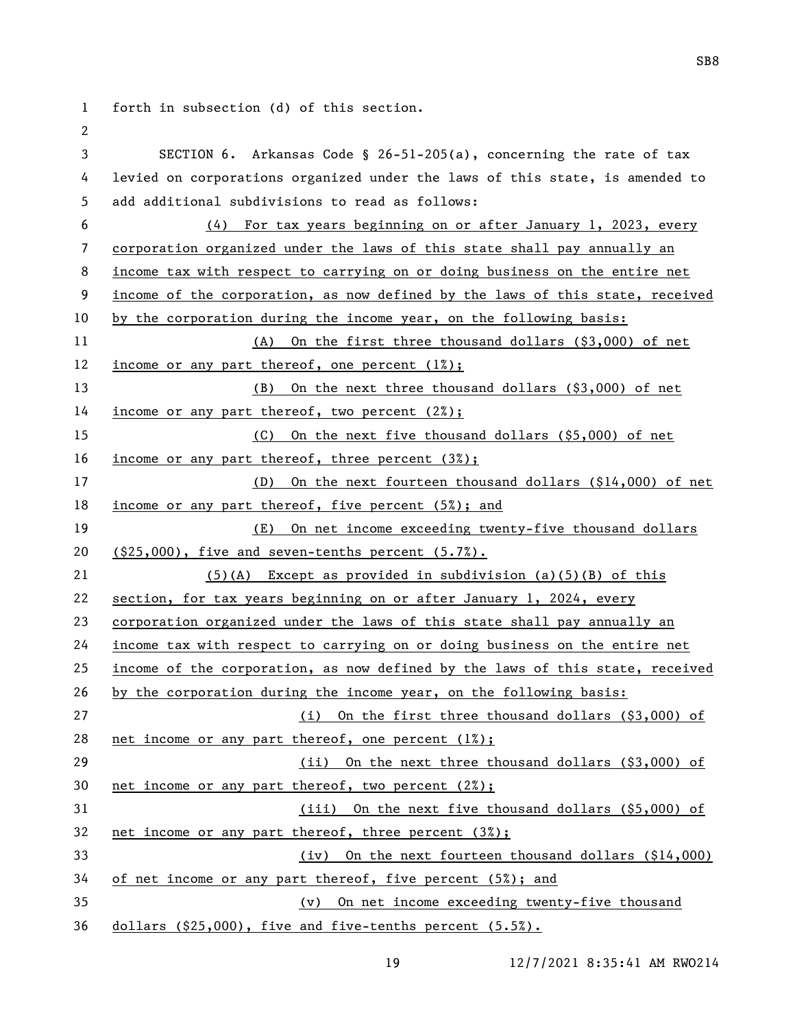forth in subsection (d) of this section.

SECTION 6. Arkansas Code § 26-51-205(a), concerning the rate of tax levied on corporations organized under the laws of this state, is amended to add additional subdivisions to read as follows:

(4) For tax years beginning on or after January 1, 2023, every corporation organized under the laws of this state shall pay annually an income tax with respect to carrying on or doing business on the entire net income of the corporation, as now defined by the laws of this state, received by the corporation during the income year, on the following basis:

(A) On the first three thousand dollars ($3,000) of net income or any part thereof, one percent (1%);

(B) On the next three thousand dollars ($3,000) of net income or any part thereof, two percent (2%);

(C) On the next five thousand dollars ($5,000) of net income or any part thereof, three percent (3%);

(D) On the next fourteen thousand dollars ($14,000) of net income or any part thereof, five percent (5%); and

(E) On net income exceeding twenty-five thousand dollars ($25,000), five and seven-tenths percent (5.7%).

(5)(A) Except as provided in subdivision (a)(5)(B) of this section, for tax years beginning on or after January 1, 2024, every corporation organized under the laws of this state shall pay annually an income tax with respect to carrying on or doing business on the entire net income of the corporation, as now defined by the laws of this state, received by the corporation during the income year, on the following basis:

(i) On the first three thousand dollars ($3,000) of net income or any part thereof, one percent (1%);

(ii) On the next three thousand dollars ($3,000) of net income or any part thereof, two percent (2%);

(iii) On the next five thousand dollars ($5,000) of net income or any part thereof, three percent (3%);

(iv) On the next fourteen thousand dollars ($14,000) of net income or any part thereof, five percent (5%); and

(v) On net income exceeding twenty-five thousand dollars ($25,000), five and five-tenths percent (5.5%).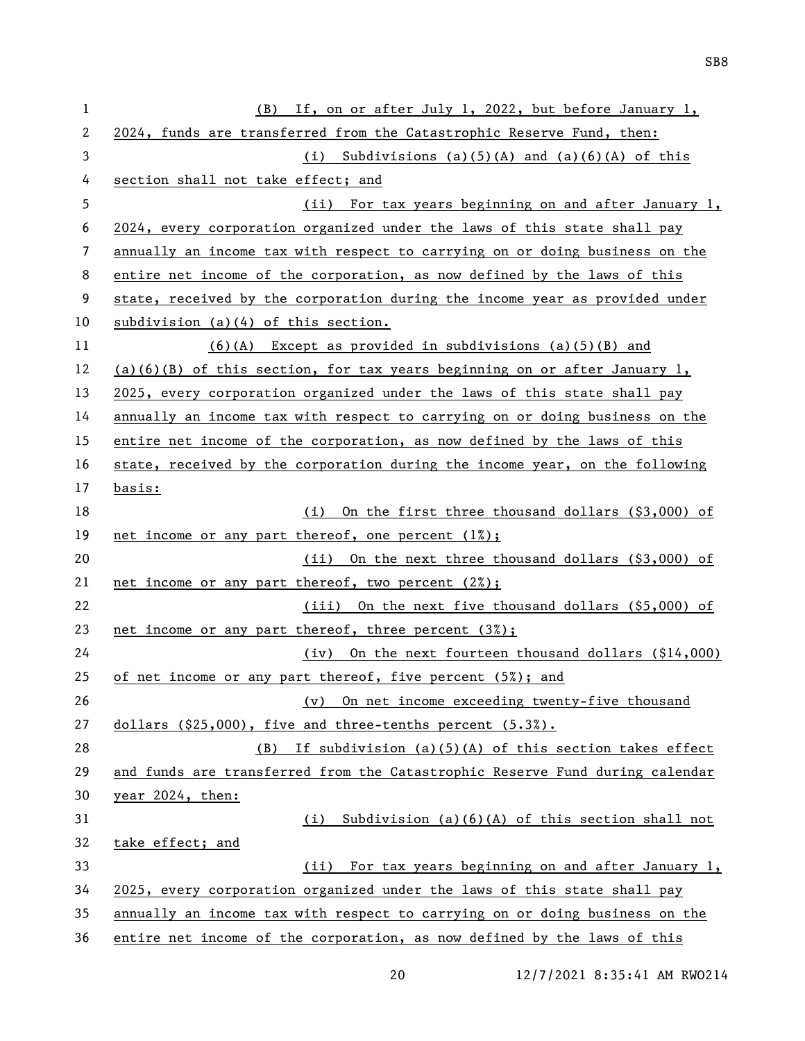(B) If, on or after July 1, 2022, but before January 1, 2024, funds are transferred from the Catastrophic Reserve Fund, then:

(i) Subdivisions (a)(5)(A) and (a)(6)(A) of this section shall not take effect; and

(ii) For tax years beginning on and after January 1, 2024, every corporation organized under the laws of this state shall pay annually an income tax with respect to carrying on or doing business on the entire net income of the corporation, as now defined by the laws of this state, received by the corporation during the income year as provided under subdivision (a)(4) of this section.

(6)(A) Except as provided in subdivisions (a)(5)(B) and (a)(6)(B) of this section, for tax years beginning on or after January 1, 2025, every corporation organized under the laws of this state shall pay annually an income tax with respect to carrying on or doing business on the entire net income of the corporation, as now defined by the laws of this state, received by the corporation during the income year, on the following basis:

(i) On the first three thousand dollars ($3,000) of net income or any part thereof, one percent (1%);

(ii) On the next three thousand dollars ($3,000) of net income or any part thereof, two percent (2%);

(iii) On the next five thousand dollars ($5,000) of net income or any part thereof, three percent (3%);

(iv) On the next fourteen thousand dollars ($14,000) of net income or any part thereof, five percent (5%); and

(v) On net income exceeding twenty-five thousand dollars ($25,000), five and three-tenths percent (5.3%).

(B) If subdivision (a)(5)(A) of this section takes effect and funds are transferred from the Catastrophic Reserve Fund during calendar year 2024, then:

(i) Subdivision (a)(6)(A) of this section shall not take effect; and

(ii) For tax years beginning on and after January 1, 2025, every corporation organized under the laws of this state shall pay annually an income tax with respect to carrying on or doing business on the entire net income of the corporation, as now defined by the laws of this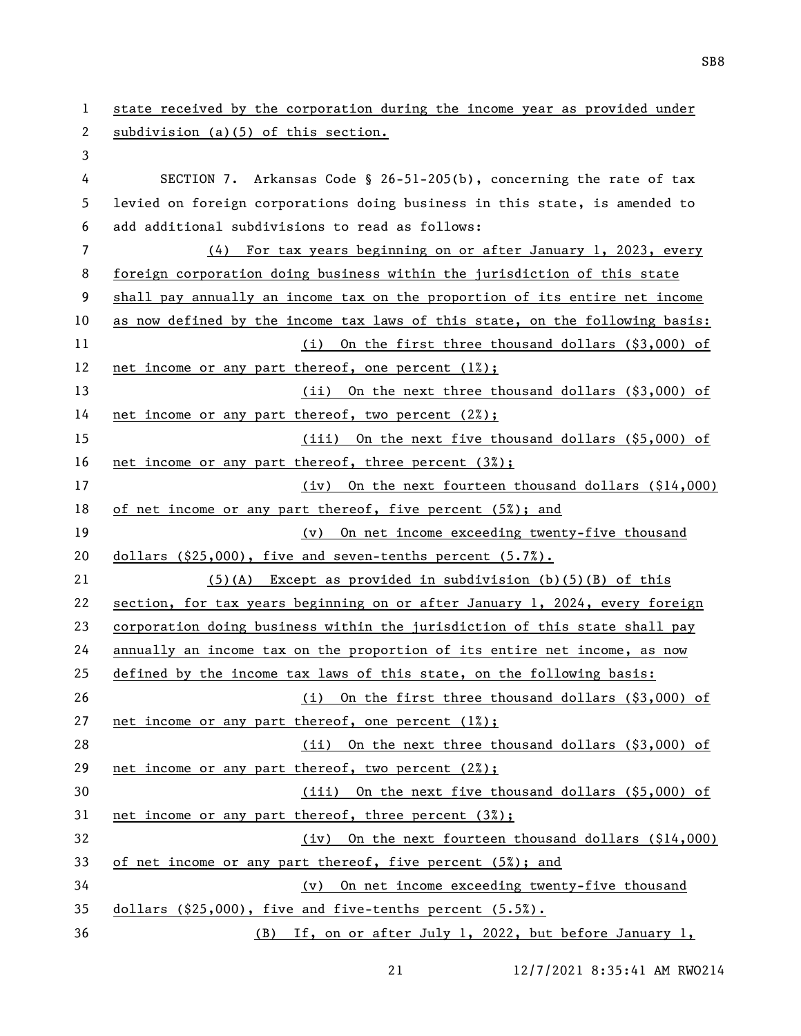state received by the corporation during the income year as provided under subdivision (a)(5) of this section.

SECTION 7. Arkansas Code § 26-51-205(b), concerning the rate of tax levied on foreign corporations doing business in this state, is amended to add additional subdivisions to read as follows:

(4) For tax years beginning on or after January 1, 2023, every foreign corporation doing business within the jurisdiction of this state shall pay annually an income tax on the proportion of its entire net income as now defined by the income tax laws of this state, on the following basis:

(i) On the first three thousand dollars ($3,000) of net income or any part thereof, one percent (1%);

(ii) On the next three thousand dollars ($3,000) of net income or any part thereof, two percent (2%);

(iii) On the next five thousand dollars ($5,000) of net income or any part thereof, three percent (3%);

(iv) On the next fourteen thousand dollars ($14,000) of net income or any part thereof, five percent (5%); and

(v) On net income exceeding twenty-five thousand dollars ($25,000), five and seven-tenths percent (5.7%).

(5)(A) Except as provided in subdivision (b)(5)(B) of this section, for tax years beginning on or after January 1, 2024, every foreign corporation doing business within the jurisdiction of this state shall pay annually an income tax on the proportion of its entire net income, as now defined by the income tax laws of this state, on the following basis:

(i) On the first three thousand dollars ($3,000) of net income or any part thereof, one percent (1%);

(ii) On the next three thousand dollars ($3,000) of net income or any part thereof, two percent (2%);

(iii) On the next five thousand dollars ($5,000) of net income or any part thereof, three percent (3%);

(iv) On the next fourteen thousand dollars ($14,000) of net income or any part thereof, five percent (5%); and

(v) On net income exceeding twenty-five thousand dollars ($25,000), five and five-tenths percent (5.5%).

(B) If, on or after July 1, 2022, but before January 1,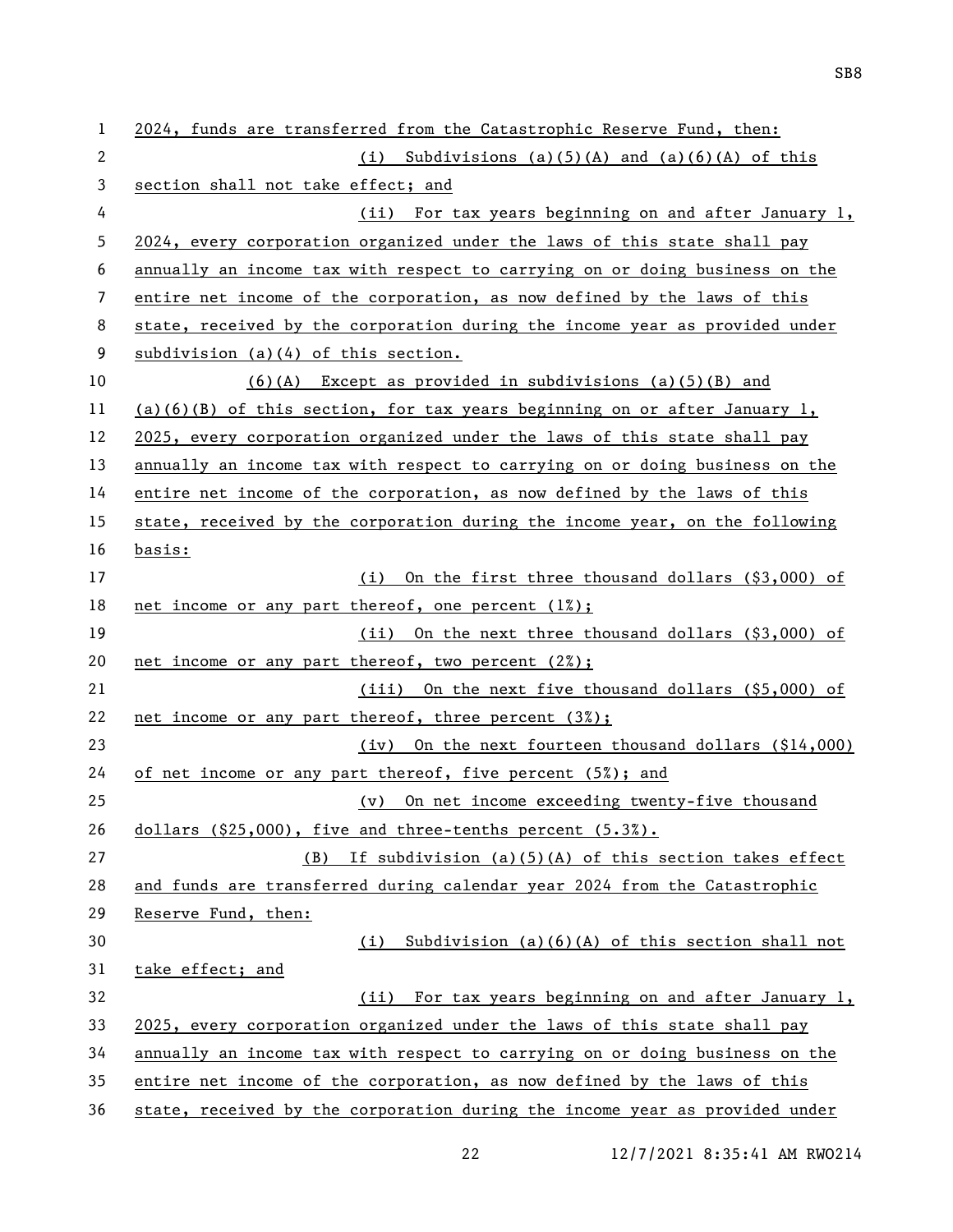2024, funds are transferred from the Catastrophic Reserve Fund, then:

(i) Subdivisions (a)(5)(A) and (a)(6)(A) of this section shall not take effect; and

(ii) For tax years beginning on and after January 1, 2024, every corporation organized under the laws of this state shall pay annually an income tax with respect to carrying on or doing business on the entire net income of the corporation, as now defined by the laws of this state, received by the corporation during the income year as provided under subdivision (a)(4) of this section.

(6)(A) Except as provided in subdivisions (a)(5)(B) and (a)(6)(B) of this section, for tax years beginning on or after January 1, 2025, every corporation organized under the laws of this state shall pay annually an income tax with respect to carrying on or doing business on the entire net income of the corporation, as now defined by the laws of this state, received by the corporation during the income year, on the following basis:

(i) On the first three thousand dollars ($3,000) of net income or any part thereof, one percent (1%);

(ii) On the next three thousand dollars ($3,000) of net income or any part thereof, two percent (2%);

(iii) On the next five thousand dollars ($5,000) of net income or any part thereof, three percent (3%);

(iv) On the next fourteen thousand dollars ($14,000) of net income or any part thereof, five percent (5%); and

(v) On net income exceeding twenty-five thousand dollars ($25,000), five and three-tenths percent (5.3%).

(B) If subdivision (a)(5)(A) of this section takes effect and funds are transferred during calendar year 2024 from the Catastrophic Reserve Fund, then:

(i) Subdivision (a)(6)(A) of this section shall not take effect; and

(ii) For tax years beginning on and after January 1, 2025, every corporation organized under the laws of this state shall pay annually an income tax with respect to carrying on or doing business on the entire net income of the corporation, as now defined by the laws of this state, received by the corporation during the income year as provided under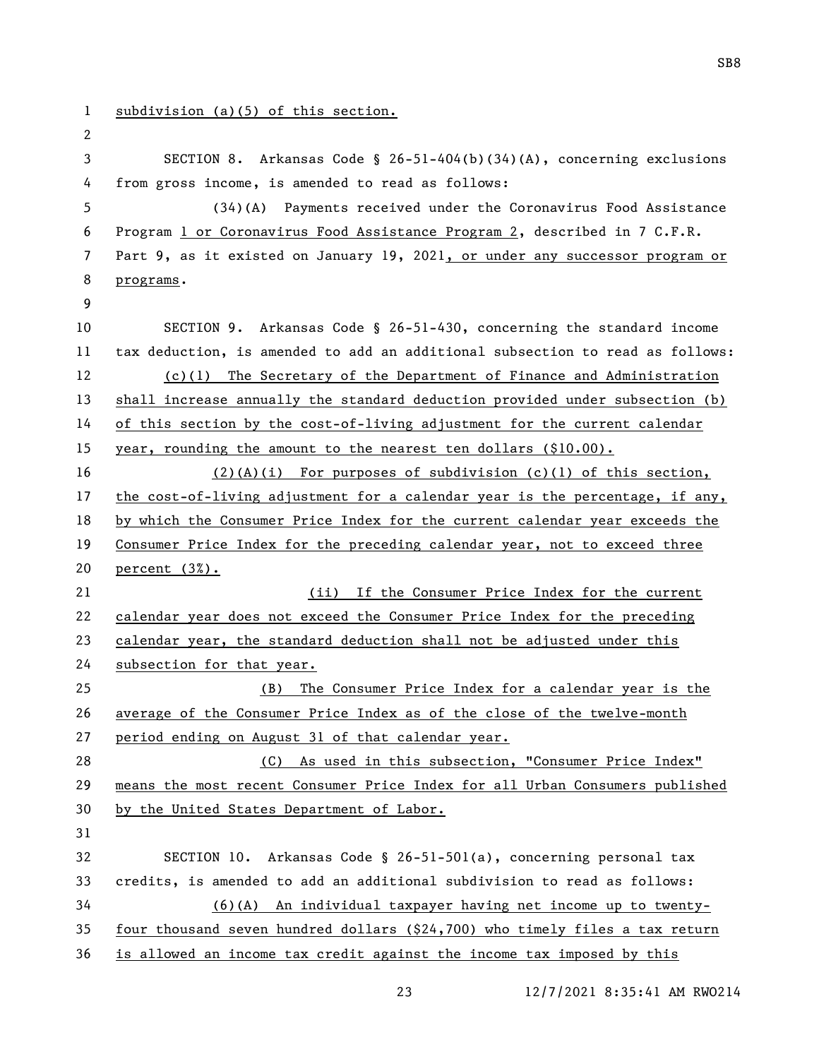subdivision (a)(5) of this section.

SECTION 8. Arkansas Code § 26-51-404(b)(34)(A), concerning exclusions from gross income, is amended to read as follows:

(34)(A) Payments received under the Coronavirus Food Assistance Program 1 or Coronavirus Food Assistance Program 2, described in 7 C.F.R. Part 9, as it existed on January 19, 2021, or under any successor program or programs.

SECTION 9. Arkansas Code § 26-51-430, concerning the standard income tax deduction, is amended to add an additional subsection to read as follows:

(c)(1) The Secretary of the Department of Finance and Administration shall increase annually the standard deduction provided under subsection (b) of this section by the cost-of-living adjustment for the current calendar year, rounding the amount to the nearest ten dollars ($10.00).

(2)(A)(i) For purposes of subdivision (c)(1) of this section, the cost-of-living adjustment for a calendar year is the percentage, if any, by which the Consumer Price Index for the current calendar year exceeds the Consumer Price Index for the preceding calendar year, not to exceed three percent (3%).

(ii) If the Consumer Price Index for the current calendar year does not exceed the Consumer Price Index for the preceding calendar year, the standard deduction shall not be adjusted under this subsection for that year.

(B) The Consumer Price Index for a calendar year is the average of the Consumer Price Index as of the close of the twelve-month period ending on August 31 of that calendar year.

(C) As used in this subsection, "Consumer Price Index" means the most recent Consumer Price Index for all Urban Consumers published by the United States Department of Labor.

SECTION 10. Arkansas Code § 26-51-501(a), concerning personal tax credits, is amended to add an additional subdivision to read as follows:

(6)(A) An individual taxpayer having net income up to twenty-four thousand seven hundred dollars ($24,700) who timely files a tax return is allowed an income tax credit against the income tax imposed by this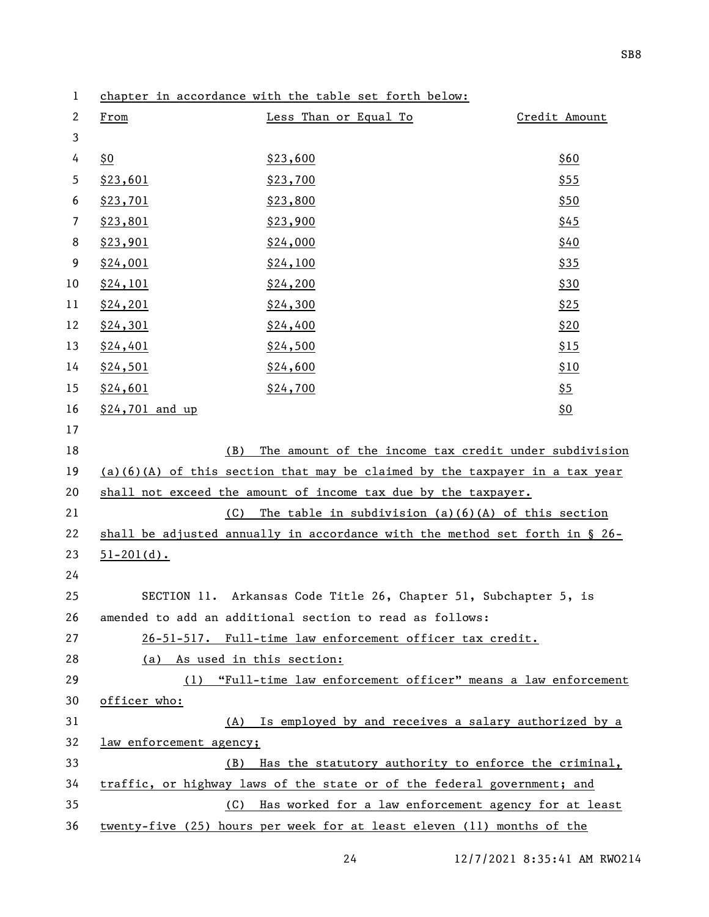chapter in accordance with the table set forth below:

| From | Less Than or Equal To | Credit Amount |
|---|---|---|
| $0 | $23,600 | $60 |
| $23,601 | $23,700 | $55 |
| $23,701 | $23,800 | $50 |
| $23,801 | $23,900 | $45 |
| $23,901 | $24,000 | $40 |
| $24,001 | $24,100 | $35 |
| $24,101 | $24,200 | $30 |
| $24,201 | $24,300 | $25 |
| $24,301 | $24,400 | $20 |
| $24,401 | $24,500 | $15 |
| $24,501 | $24,600 | $10 |
| $24,601 | $24,700 | $5 |
| $24,701 and up | | $0 |

(B) The amount of the income tax credit under subdivision (a)(6)(A) of this section that may be claimed by the taxpayer in a tax year shall not exceed the amount of income tax due by the taxpayer.

(C) The table in subdivision (a)(6)(A) of this section shall be adjusted annually in accordance with the method set forth in § 26-51-201(d).

SECTION 11. Arkansas Code Title 26, Chapter 51, Subchapter 5, is amended to add an additional section to read as follows:

26-51-517. Full-time law enforcement officer tax credit.

(a) As used in this section:

(1) "Full-time law enforcement officer" means a law enforcement officer who:

(A) Is employed by and receives a salary authorized by a law enforcement agency;

(B) Has the statutory authority to enforce the criminal, traffic, or highway laws of the state or of the federal government; and

(C) Has worked for a law enforcement agency for at least twenty-five (25) hours per week for at least eleven (11) months of the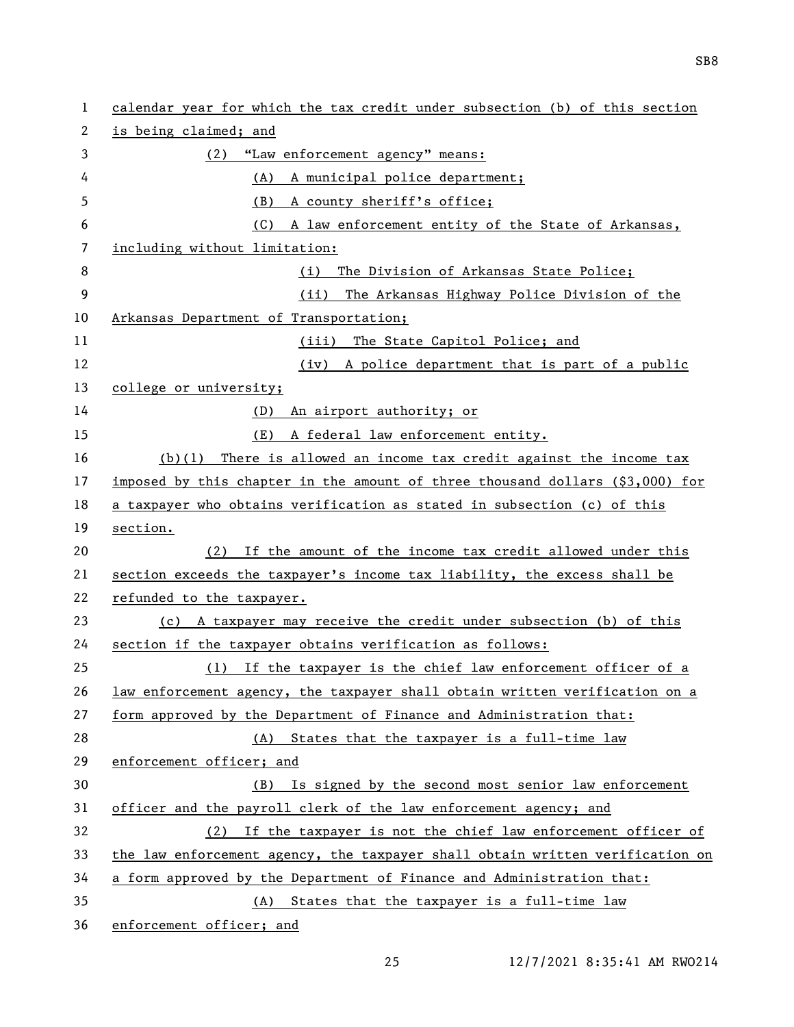calendar year for which the tax credit under subsection (b) of this section is being claimed; and

(2) "Law enforcement agency" means:

(A) A municipal police department;

(B) A county sheriff's office;

(C) A law enforcement entity of the State of Arkansas, including without limitation:

(i) The Division of Arkansas State Police;

(ii) The Arkansas Highway Police Division of the Arkansas Department of Transportation;

(iii) The State Capitol Police; and

(iv) A police department that is part of a public college or university;

(D) An airport authority; or

(E) A federal law enforcement entity.

(b)(1) There is allowed an income tax credit against the income tax imposed by this chapter in the amount of three thousand dollars ($3,000) for a taxpayer who obtains verification as stated in subsection (c) of this section.

(2) If the amount of the income tax credit allowed under this section exceeds the taxpayer's income tax liability, the excess shall be refunded to the taxpayer.

(c) A taxpayer may receive the credit under subsection (b) of this section if the taxpayer obtains verification as follows:

(1) If the taxpayer is the chief law enforcement officer of a law enforcement agency, the taxpayer shall obtain written verification on a form approved by the Department of Finance and Administration that:

(A) States that the taxpayer is a full-time law enforcement officer; and

(B) Is signed by the second most senior law enforcement officer and the payroll clerk of the law enforcement agency; and

(2) If the taxpayer is not the chief law enforcement officer of the law enforcement agency, the taxpayer shall obtain written verification on a form approved by the Department of Finance and Administration that:

(A) States that the taxpayer is a full-time law enforcement officer; and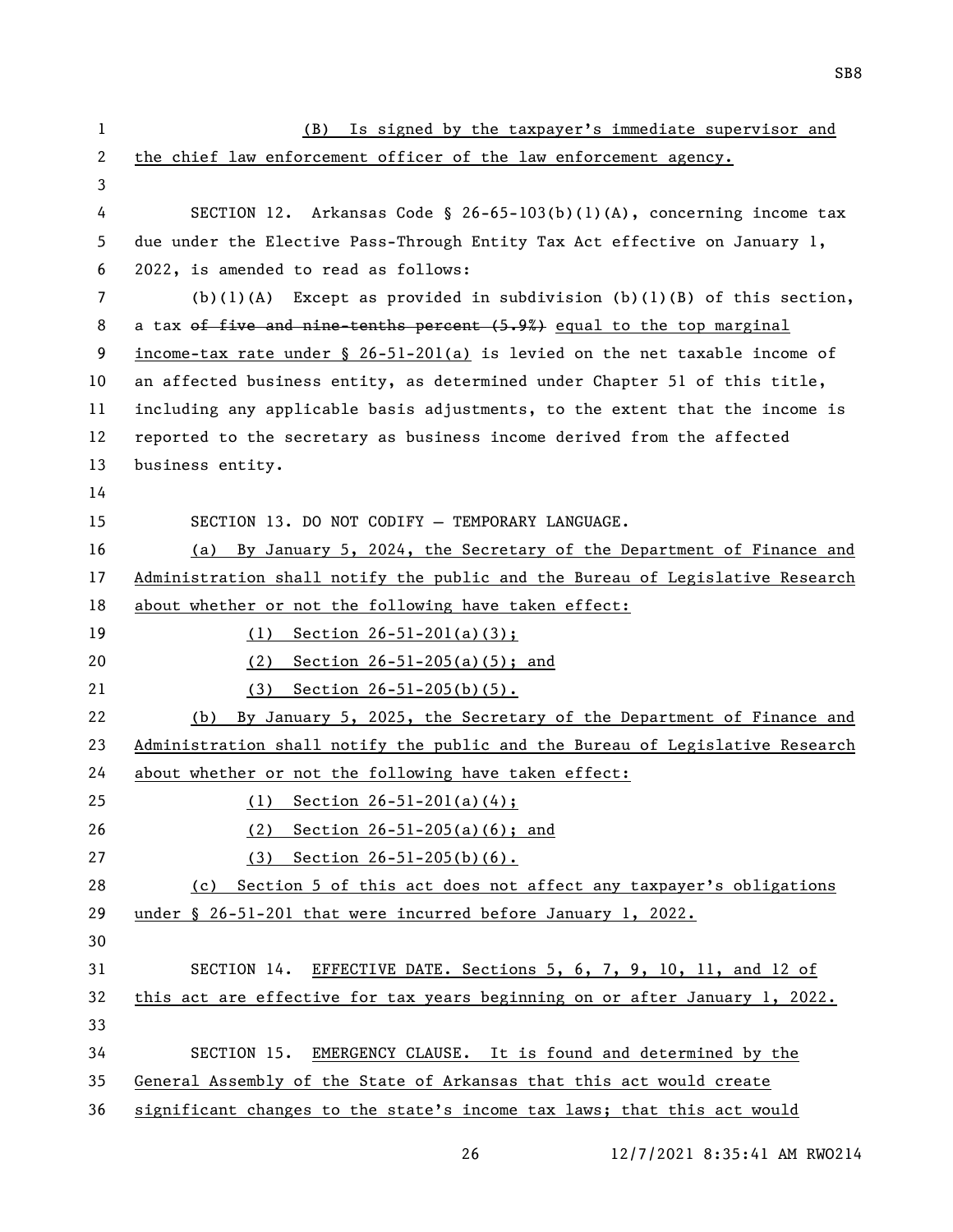(B) Is signed by the taxpayer's immediate supervisor and the chief law enforcement officer of the law enforcement agency.

SECTION 12. Arkansas Code § 26-65-103(b)(1)(A), concerning income tax due under the Elective Pass-Through Entity Tax Act effective on January 1, 2022, is amended to read as follows:

(b)(1)(A) Except as provided in subdivision (b)(1)(B) of this section, a tax ~~of five and nine-tenths percent (5.9%)~~ equal to the top marginal income-tax rate under § 26-51-201(a) is levied on the net taxable income of an affected business entity, as determined under Chapter 51 of this title, including any applicable basis adjustments, to the extent that the income is reported to the secretary as business income derived from the affected business entity.

SECTION 13. DO NOT CODIFY — TEMPORARY LANGUAGE.

(a) By January 5, 2024, the Secretary of the Department of Finance and Administration shall notify the public and the Bureau of Legislative Research about whether or not the following have taken effect:

(1) Section 26-51-201(a)(3);

(2) Section 26-51-205(a)(5); and

(3) Section 26-51-205(b)(5).

(b) By January 5, 2025, the Secretary of the Department of Finance and Administration shall notify the public and the Bureau of Legislative Research about whether or not the following have taken effect:

(1) Section 26-51-201(a)(4);

(2) Section 26-51-205(a)(6); and

(3) Section 26-51-205(b)(6).

(c) Section 5 of this act does not affect any taxpayer's obligations under § 26-51-201 that were incurred before January 1, 2022.

SECTION 14. EFFECTIVE DATE. Sections 5, 6, 7, 9, 10, 11, and 12 of this act are effective for tax years beginning on or after January 1, 2022.

SECTION 15. EMERGENCY CLAUSE. It is found and determined by the General Assembly of the State of Arkansas that this act would create significant changes to the state's income tax laws; that this act would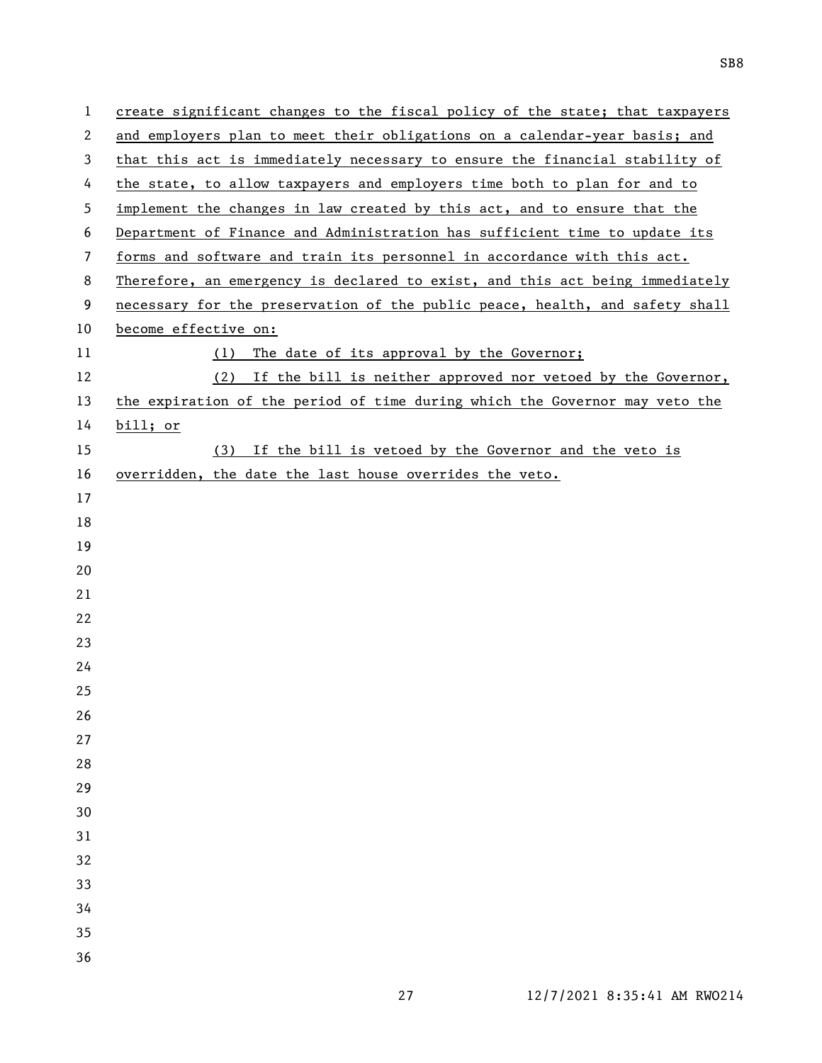create significant changes to the fiscal policy of the state; that taxpayers and employers plan to meet their obligations on a calendar-year basis; and that this act is immediately necessary to ensure the financial stability of the state, to allow taxpayers and employers time both to plan for and to implement the changes in law created by this act, and to ensure that the Department of Finance and Administration has sufficient time to update its forms and software and train its personnel in accordance with this act. Therefore, an emergency is declared to exist, and this act being immediately necessary for the preservation of the public peace, health, and safety shall become effective on:

(1) The date of its approval by the Governor;

(2) If the bill is neither approved nor vetoed by the Governor, the expiration of the period of time during which the Governor may veto the bill; or

(3) If the bill is vetoed by the Governor and the veto is overridden, the date the last house overrides the veto.